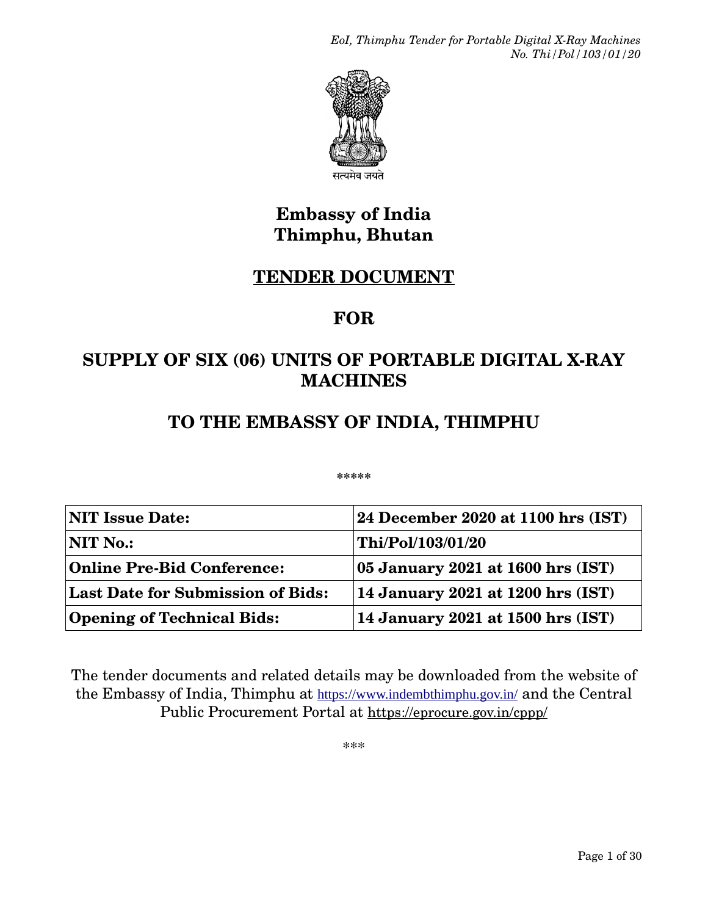सत्यमेव जयते

# Embassy of India
# Thimphu, Bhutan

## TENDER DOCUMENT

## FOR

## SUPPLY OF SIX (06) UNITS OF PORTABLE DIGITAL X-RAY MACHINES

## TO THE EMBASSY OF INDIA, THIMPHU

*****

| **NIT Issue Date:** | **24 December 2020 at 1100 hrs (IST)** |
|---|---|
| **NIT No.:** | **Thi/Pol/103/01/20** |
| **Online Pre-Bid Conference:** | **05 January 2021 at 1600 hrs (IST)** |
| **Last Date for Submission of Bids:** | **14 January 2021 at 1200 hrs (IST)** |
| **Opening of Technical Bids:** | **14 January 2021 at 1500 hrs (IST)** |

The tender documents and related details may be downloaded from the website of the Embassy of India, Thimphu at https://www.indembthimphu.gov.in/ and the Central Public Procurement Portal at https://eprocure.gov.in/cppp/

***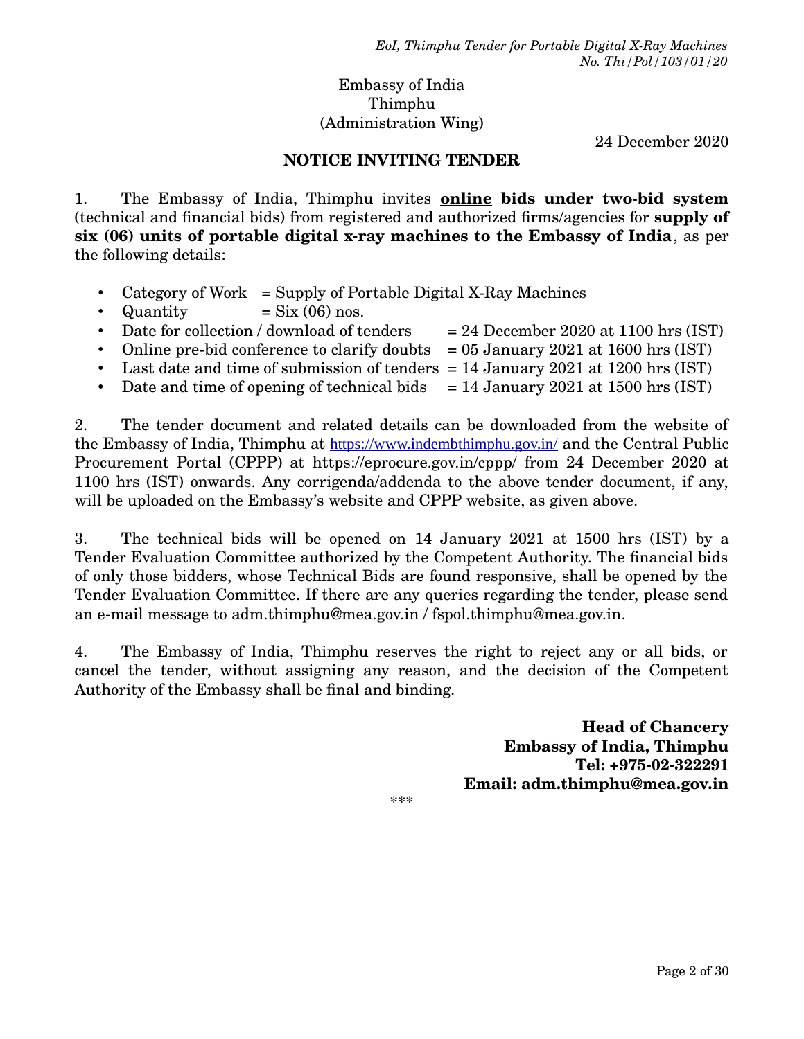Embassy of India
Thimphu
(Administration Wing)

24 December 2020

## NOTICE INVITING TENDER

1. The Embassy of India, Thimphu invites **online bids under two-bid system** (technical and financial bids) from registered and authorized firms/agencies for **supply of six (06) units of portable digital x-ray machines to the Embassy of India**, as per the following details:

- Category of Work = Supply of Portable Digital X-Ray Machines
- Quantity = Six (06) nos.
- Date for collection / download of tenders = 24 December 2020 at 1100 hrs (IST)
- Online pre-bid conference to clarify doubts = 05 January 2021 at 1600 hrs (IST)
- Last date and time of submission of tenders = 14 January 2021 at 1200 hrs (IST)
- Date and time of opening of technical bids = 14 January 2021 at 1500 hrs (IST)

2. The tender document and related details can be downloaded from the website of the Embassy of India, Thimphu at https://www.indembthimphu.gov.in/ and the Central Public Procurement Portal (CPPP) at https://eprocure.gov.in/cppp/ from 24 December 2020 at 1100 hrs (IST) onwards. Any corrigenda/addenda to the above tender document, if any, will be uploaded on the Embassy's website and CPPP website, as given above.

3. The technical bids will be opened on 14 January 2021 at 1500 hrs (IST) by a Tender Evaluation Committee authorized by the Competent Authority. The financial bids of only those bidders, whose Technical Bids are found responsive, shall be opened by the Tender Evaluation Committee. If there are any queries regarding the tender, please send an e-mail message to adm.thimphu@mea.gov.in / fspol.thimphu@mea.gov.in.

4. The Embassy of India, Thimphu reserves the right to reject any or all bids, or cancel the tender, without assigning any reason, and the decision of the Competent Authority of the Embassy shall be final and binding.

**Head of Chancery**
**Embassy of India, Thimphu**
**Tel: +975-02-322291**
**Email: adm.thimphu@mea.gov.in**

\*\*\*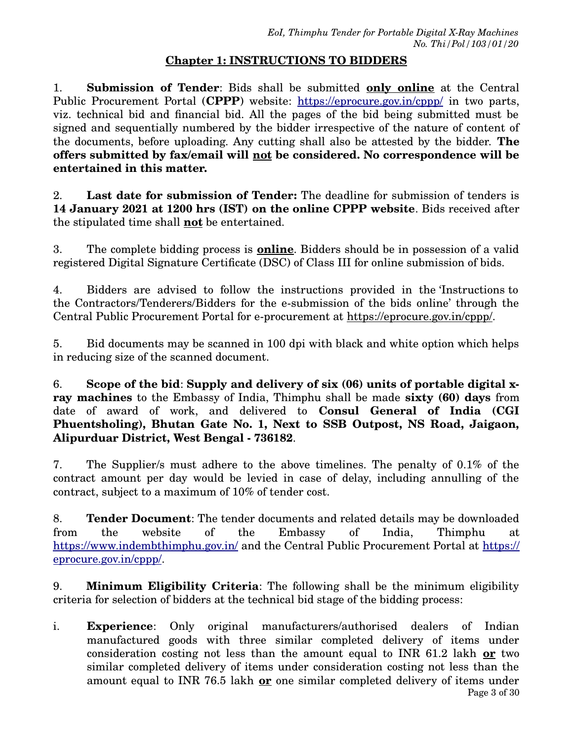## Chapter 1: INSTRUCTIONS TO BIDDERS

1. **Submission of Tender**: Bids shall be submitted **only online** at the Central Public Procurement Portal **(CPPP)** website: https://eprocure.gov.in/cppp/ in two parts, viz. technical bid and financial bid. All the pages of the bid being submitted must be signed and sequentially numbered by the bidder irrespective of the nature of content of the documents, before uploading. Any cutting shall also be attested by the bidder. **The offers submitted by fax/email will not be considered. No correspondence will be entertained in this matter.**

2. **Last date for submission of Tender:** The deadline for submission of tenders is **14 January 2021 at 1200 hrs (IST) on the online CPPP website**. Bids received after the stipulated time shall **not** be entertained.

3. The complete bidding process is **online**. Bidders should be in possession of a valid registered Digital Signature Certificate (DSC) of Class III for online submission of bids.

4. Bidders are advised to follow the instructions provided in the 'Instructions to the Contractors/Tenderers/Bidders for the e-submission of the bids online' through the Central Public Procurement Portal for e-procurement at https://eprocure.gov.in/cppp/.

5. Bid documents may be scanned in 100 dpi with black and white option which helps in reducing size of the scanned document.

6. **Scope of the bid**: **Supply and delivery of six (06) units of portable digital x-ray machines** to the Embassy of India, Thimphu shall be made **sixty (60) days** from date of award of work, and delivered to **Consul General of India (CGI Phuentsholing), Bhutan Gate No. 1, Next to SSB Outpost, NS Road, Jaigaon, Alipurduar District, West Bengal - 736182**.

7. The Supplier/s must adhere to the above timelines. The penalty of 0.1% of the contract amount per day would be levied in case of delay, including annulling of the contract, subject to a maximum of 10% of tender cost.

8. **Tender Document**: The tender documents and related details may be downloaded from the website of the Embassy of India, Thimphu at https://www.indembthimphu.gov.in/ and the Central Public Procurement Portal at https://eprocure.gov.in/cppp/.

9. **Minimum Eligibility Criteria**: The following shall be the minimum eligibility criteria for selection of bidders at the technical bid stage of the bidding process:

   i. **Experience**: Only original manufacturers/authorised dealers of Indian manufactured goods with three similar completed delivery of items under consideration costing not less than the amount equal to INR 61.2 lakh **or** two similar completed delivery of items under consideration costing not less than the amount equal to INR 76.5 lakh **or** one similar completed delivery of items under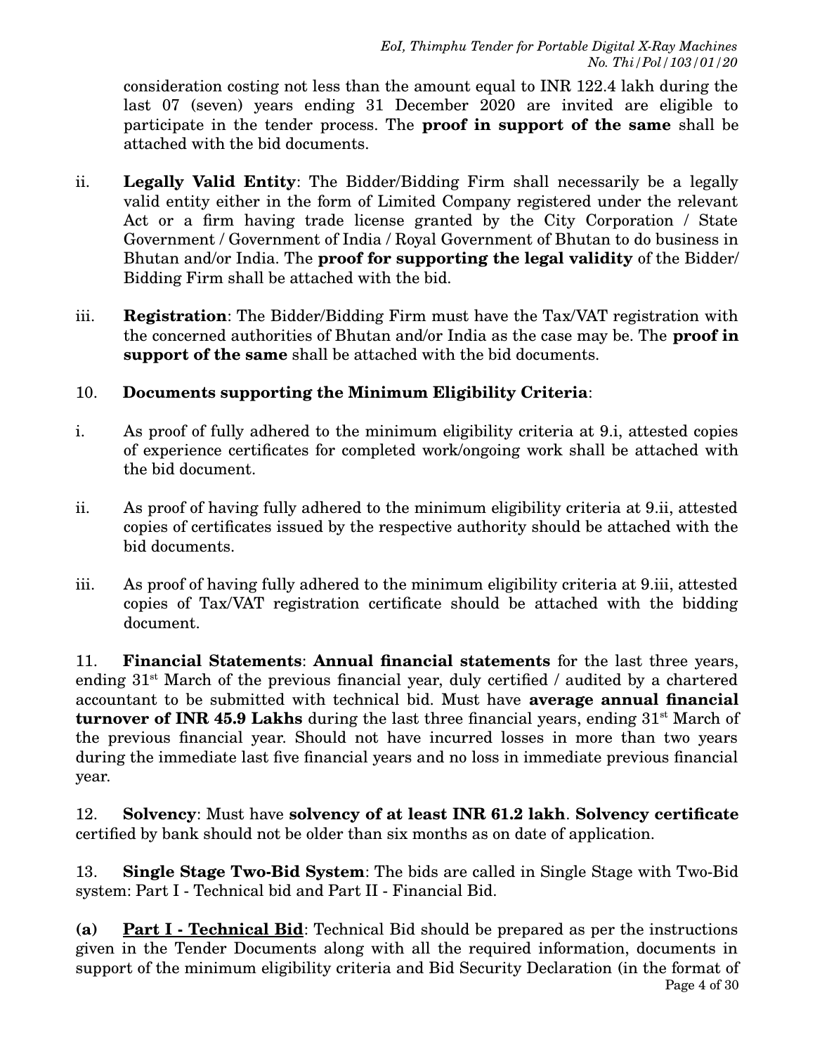consideration costing not less than the amount equal to INR 122.4 lakh during the last 07 (seven) years ending 31 December 2020 are invited are eligible to participate in the tender process. The **proof in support of the same** shall be attached with the bid documents.

ii. **Legally Valid Entity**: The Bidder/Bidding Firm shall necessarily be a legally valid entity either in the form of Limited Company registered under the relevant Act or a firm having trade license granted by the City Corporation / State Government / Government of India / Royal Government of Bhutan to do business in Bhutan and/or India. The **proof for supporting the legal validity** of the Bidder/ Bidding Firm shall be attached with the bid.

iii. **Registration**: The Bidder/Bidding Firm must have the Tax/VAT registration with the concerned authorities of Bhutan and/or India as the case may be. The **proof in support of the same** shall be attached with the bid documents.

10. **Documents supporting the Minimum Eligibility Criteria**:

i. As proof of fully adhered to the minimum eligibility criteria at 9.i, attested copies of experience certificates for completed work/ongoing work shall be attached with the bid document.

ii. As proof of having fully adhered to the minimum eligibility criteria at 9.ii, attested copies of certificates issued by the respective authority should be attached with the bid documents.

iii. As proof of having fully adhered to the minimum eligibility criteria at 9.iii, attested copies of Tax/VAT registration certificate should be attached with the bidding document.

11. **Financial Statements**: **Annual financial statements** for the last three years, ending 31st March of the previous financial year, duly certified / audited by a chartered accountant to be submitted with technical bid. Must have **average annual financial turnover of INR 45.9 Lakhs** during the last three financial years, ending 31st March of the previous financial year. Should not have incurred losses in more than two years during the immediate last five financial years and no loss in immediate previous financial year.

12. **Solvency**: Must have **solvency of at least INR 61.2 lakh**. **Solvency certificate** certified by bank should not be older than six months as on date of application.

13. **Single Stage Two-Bid System**: The bids are called in Single Stage with Two-Bid system: Part I - Technical bid and Part II - Financial Bid.

**(a)** **Part I - Technical Bid**: Technical Bid should be prepared as per the instructions given in the Tender Documents along with all the required information, documents in support of the minimum eligibility criteria and Bid Security Declaration (in the format of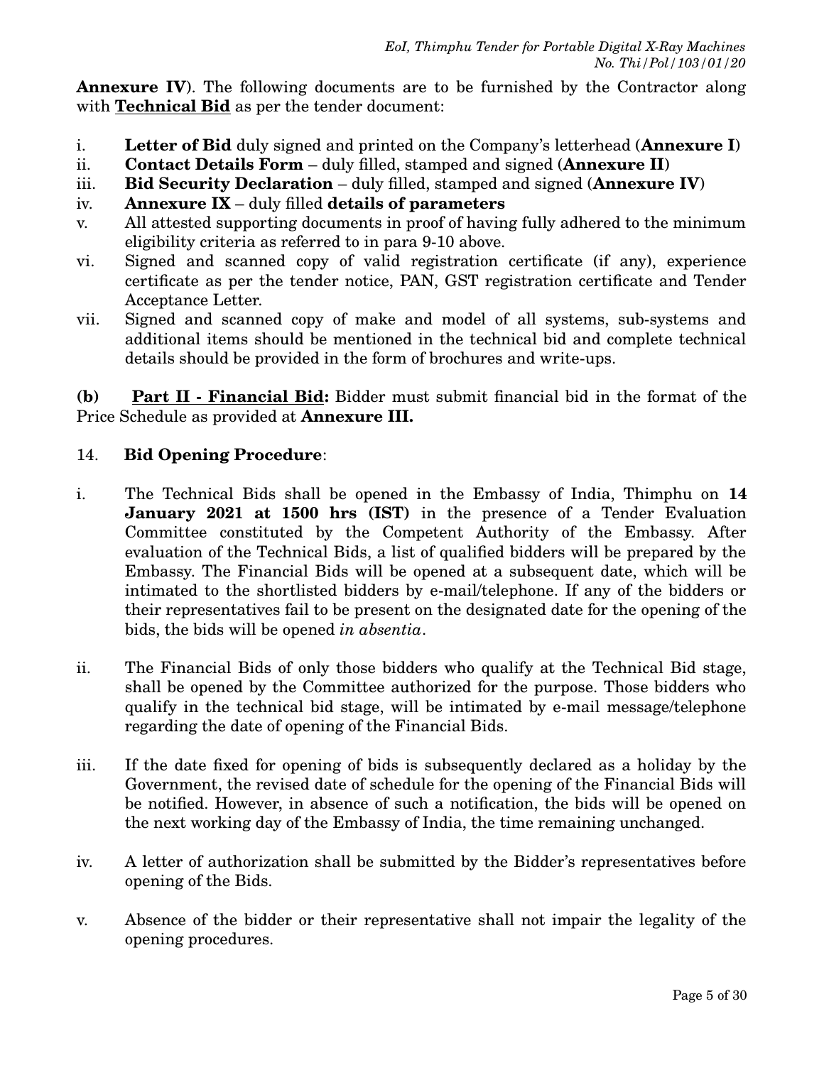**Annexure IV**). The following documents are to be furnished by the Contractor along with **Technical Bid** as per the tender document:

i. **Letter of Bid** duly signed and printed on the Company's letterhead (**Annexure I**)
ii. **Contact Details Form** – duly filled, stamped and signed (**Annexure II**)
iii. **Bid Security Declaration** – duly filled, stamped and signed (**Annexure IV**)
iv. **Annexure IX** – duly filled **details of parameters**
v. All attested supporting documents in proof of having fully adhered to the minimum eligibility criteria as referred to in para 9-10 above.
vi. Signed and scanned copy of valid registration certificate (if any), experience certificate as per the tender notice, PAN, GST registration certificate and Tender Acceptance Letter.
vii. Signed and scanned copy of make and model of all systems, sub-systems and additional items should be mentioned in the technical bid and complete technical details should be provided in the form of brochures and write-ups.

**(b) Part II - Financial Bid:** Bidder must submit financial bid in the format of the Price Schedule as provided at **Annexure III.**

14. **Bid Opening Procedure**:

i. The Technical Bids shall be opened in the Embassy of India, Thimphu on **14 January 2021 at 1500 hrs (IST)** in the presence of a Tender Evaluation Committee constituted by the Competent Authority of the Embassy. After evaluation of the Technical Bids, a list of qualified bidders will be prepared by the Embassy. The Financial Bids will be opened at a subsequent date, which will be intimated to the shortlisted bidders by e-mail/telephone. If any of the bidders or their representatives fail to be present on the designated date for the opening of the bids, the bids will be opened *in absentia*.

ii. The Financial Bids of only those bidders who qualify at the Technical Bid stage, shall be opened by the Committee authorized for the purpose. Those bidders who qualify in the technical bid stage, will be intimated by e-mail message/telephone regarding the date of opening of the Financial Bids.

iii. If the date fixed for opening of bids is subsequently declared as a holiday by the Government, the revised date of schedule for the opening of the Financial Bids will be notified. However, in absence of such a notification, the bids will be opened on the next working day of the Embassy of India, the time remaining unchanged.

iv. A letter of authorization shall be submitted by the Bidder's representatives before opening of the Bids.

v. Absence of the bidder or their representative shall not impair the legality of the opening procedures.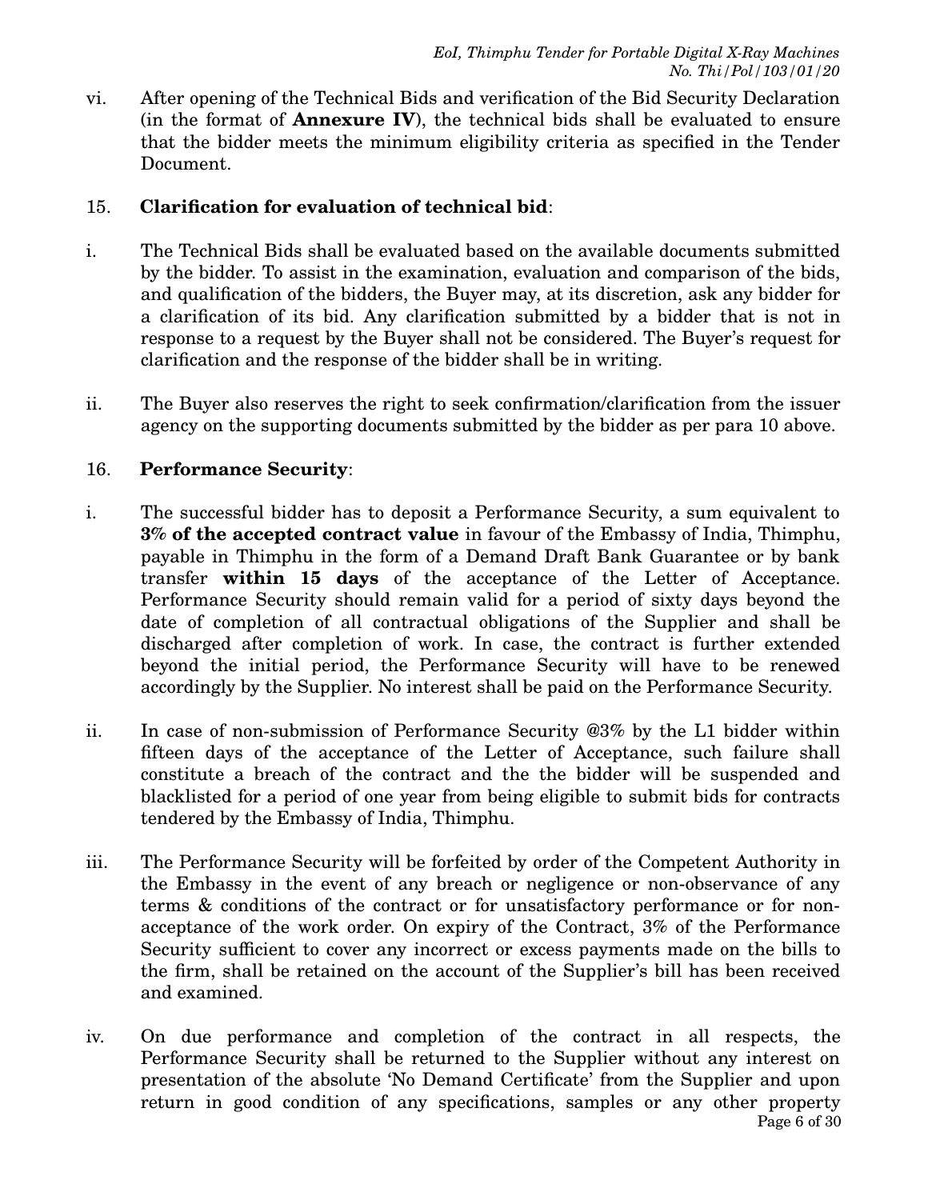vi. After opening of the Technical Bids and verification of the Bid Security Declaration (in the format of **Annexure IV**), the technical bids shall be evaluated to ensure that the bidder meets the minimum eligibility criteria as specified in the Tender Document.

15. **Clarification for evaluation of technical bid**:

i. The Technical Bids shall be evaluated based on the available documents submitted by the bidder. To assist in the examination, evaluation and comparison of the bids, and qualification of the bidders, the Buyer may, at its discretion, ask any bidder for a clarification of its bid. Any clarification submitted by a bidder that is not in response to a request by the Buyer shall not be considered. The Buyer's request for clarification and the response of the bidder shall be in writing.

ii. The Buyer also reserves the right to seek confirmation/clarification from the issuer agency on the supporting documents submitted by the bidder as per para 10 above.

16. **Performance Security**:

i. The successful bidder has to deposit a Performance Security, a sum equivalent to **3% of the accepted contract value** in favour of the Embassy of India, Thimphu, payable in Thimphu in the form of a Demand Draft Bank Guarantee or by bank transfer **within 15 days** of the acceptance of the Letter of Acceptance. Performance Security should remain valid for a period of sixty days beyond the date of completion of all contractual obligations of the Supplier and shall be discharged after completion of work. In case, the contract is further extended beyond the initial period, the Performance Security will have to be renewed accordingly by the Supplier. No interest shall be paid on the Performance Security.

ii. In case of non-submission of Performance Security @3% by the L1 bidder within fifteen days of the acceptance of the Letter of Acceptance, such failure shall constitute a breach of the contract and the the bidder will be suspended and blacklisted for a period of one year from being eligible to submit bids for contracts tendered by the Embassy of India, Thimphu.

iii. The Performance Security will be forfeited by order of the Competent Authority in the Embassy in the event of any breach or negligence or non-observance of any terms & conditions of the contract or for unsatisfactory performance or for non-acceptance of the work order. On expiry of the Contract, 3% of the Performance Security sufficient to cover any incorrect or excess payments made on the bills to the firm, shall be retained on the account of the Supplier's bill has been received and examined.

iv. On due performance and completion of the contract in all respects, the Performance Security shall be returned to the Supplier without any interest on presentation of the absolute 'No Demand Certificate' from the Supplier and upon return in good condition of any specifications, samples or any other property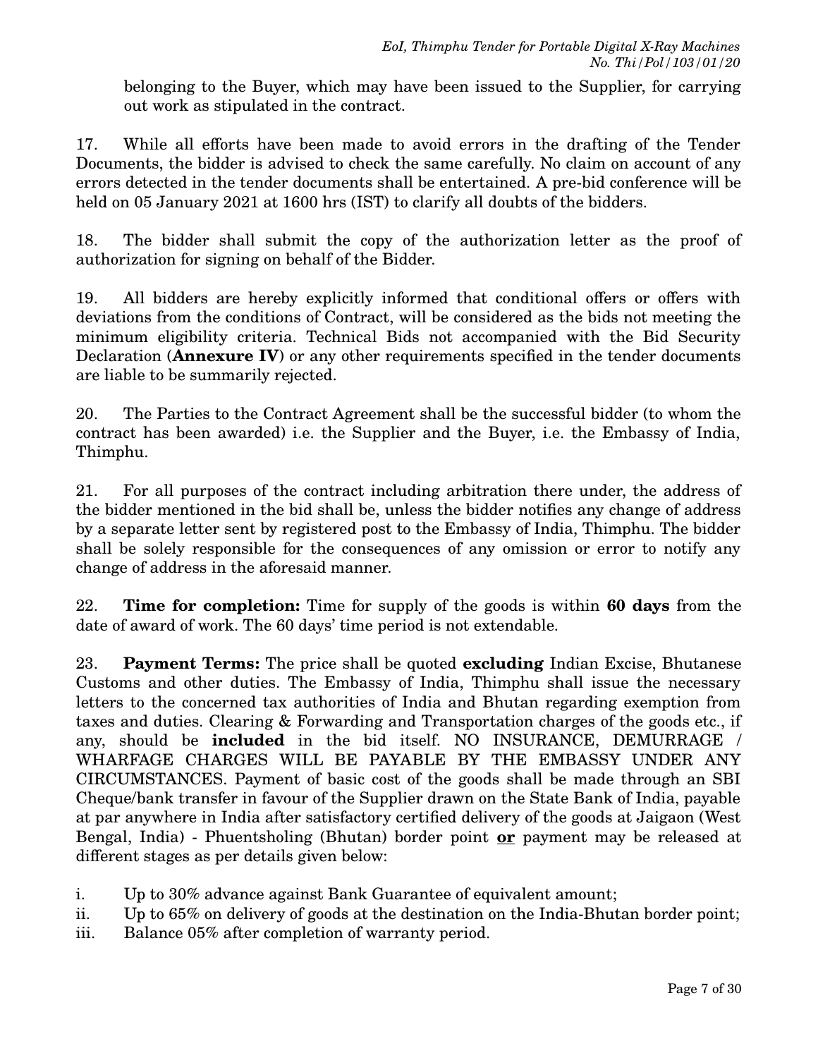belonging to the Buyer, which may have been issued to the Supplier, for carrying out work as stipulated in the contract.

17. While all efforts have been made to avoid errors in the drafting of the Tender Documents, the bidder is advised to check the same carefully. No claim on account of any errors detected in the tender documents shall be entertained. A pre-bid conference will be held on 05 January 2021 at 1600 hrs (IST) to clarify all doubts of the bidders.

18. The bidder shall submit the copy of the authorization letter as the proof of authorization for signing on behalf of the Bidder.

19. All bidders are hereby explicitly informed that conditional offers or offers with deviations from the conditions of Contract, will be considered as the bids not meeting the minimum eligibility criteria. Technical Bids not accompanied with the Bid Security Declaration (**Annexure IV**) or any other requirements specified in the tender documents are liable to be summarily rejected.

20. The Parties to the Contract Agreement shall be the successful bidder (to whom the contract has been awarded) i.e. the Supplier and the Buyer, i.e. the Embassy of India, Thimphu.

21. For all purposes of the contract including arbitration there under, the address of the bidder mentioned in the bid shall be, unless the bidder notifies any change of address by a separate letter sent by registered post to the Embassy of India, Thimphu. The bidder shall be solely responsible for the consequences of any omission or error to notify any change of address in the aforesaid manner.

22. **Time for completion:** Time for supply of the goods is within **60 days** from the date of award of work. The 60 days' time period is not extendable.

23. **Payment Terms:** The price shall be quoted **excluding** Indian Excise, Bhutanese Customs and other duties. The Embassy of India, Thimphu shall issue the necessary letters to the concerned tax authorities of India and Bhutan regarding exemption from taxes and duties. Clearing & Forwarding and Transportation charges of the goods etc., if any, should be **included** in the bid itself. NO INSURANCE, DEMURRAGE / WHARFAGE CHARGES WILL BE PAYABLE BY THE EMBASSY UNDER ANY CIRCUMSTANCES. Payment of basic cost of the goods shall be made through an SBI Cheque/bank transfer in favour of the Supplier drawn on the State Bank of India, payable at par anywhere in India after satisfactory certified delivery of the goods at Jaigaon (West Bengal, India) - Phuentsholing (Bhutan) border point **<u>or</u>** payment may be released at different stages as per details given below:

i. Up to 30% advance against Bank Guarantee of equivalent amount;
ii. Up to 65% on delivery of goods at the destination on the India-Bhutan border point;
iii. Balance 05% after completion of warranty period.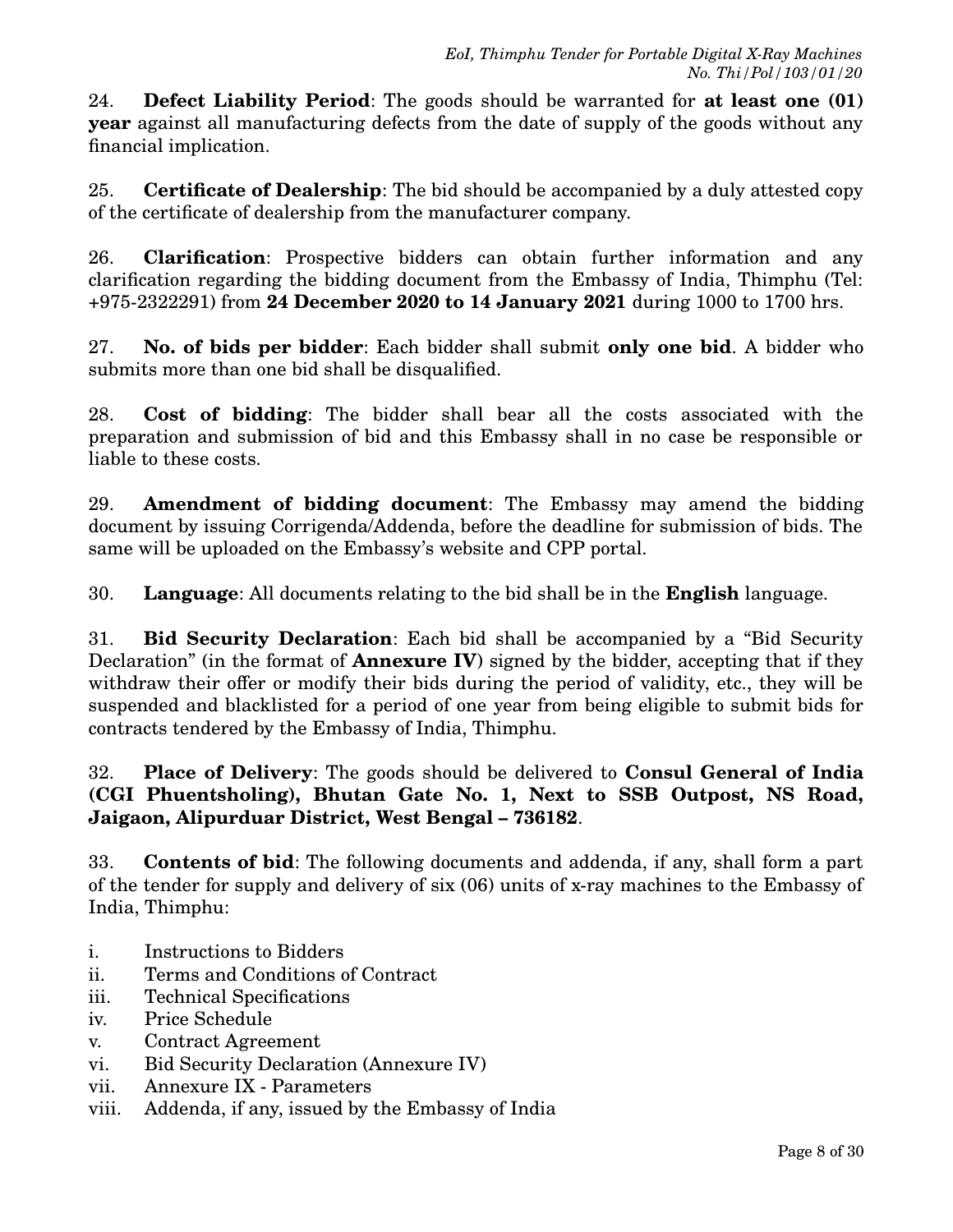24. **Defect Liability Period**: The goods should be warranted for **at least one (01) year** against all manufacturing defects from the date of supply of the goods without any financial implication.

25. **Certificate of Dealership**: The bid should be accompanied by a duly attested copy of the certificate of dealership from the manufacturer company.

26. **Clarification**: Prospective bidders can obtain further information and any clarification regarding the bidding document from the Embassy of India, Thimphu (Tel: +975-2322291) from **24 December 2020 to 14 January 2021** during 1000 to 1700 hrs.

27. **No. of bids per bidder**: Each bidder shall submit **only one bid**. A bidder who submits more than one bid shall be disqualified.

28. **Cost of bidding**: The bidder shall bear all the costs associated with the preparation and submission of bid and this Embassy shall in no case be responsible or liable to these costs.

29. **Amendment of bidding document**: The Embassy may amend the bidding document by issuing Corrigenda/Addenda, before the deadline for submission of bids. The same will be uploaded on the Embassy's website and CPP portal.

30. **Language**: All documents relating to the bid shall be in the **English** language.

31. **Bid Security Declaration**: Each bid shall be accompanied by a "Bid Security Declaration" (in the format of **Annexure IV**) signed by the bidder, accepting that if they withdraw their offer or modify their bids during the period of validity, etc., they will be suspended and blacklisted for a period of one year from being eligible to submit bids for contracts tendered by the Embassy of India, Thimphu.

32. **Place of Delivery**: The goods should be delivered to **Consul General of India (CGI Phuentsholing), Bhutan Gate No. 1, Next to SSB Outpost, NS Road, Jaigaon, Alipurduar District, West Bengal – 736182**.

33. **Contents of bid**: The following documents and addenda, if any, shall form a part of the tender for supply and delivery of six (06) units of x-ray machines to the Embassy of India, Thimphu:

i. Instructions to Bidders
ii. Terms and Conditions of Contract
iii. Technical Specifications
iv. Price Schedule
v. Contract Agreement
vi. Bid Security Declaration (Annexure IV)
vii. Annexure IX - Parameters
viii. Addenda, if any, issued by the Embassy of India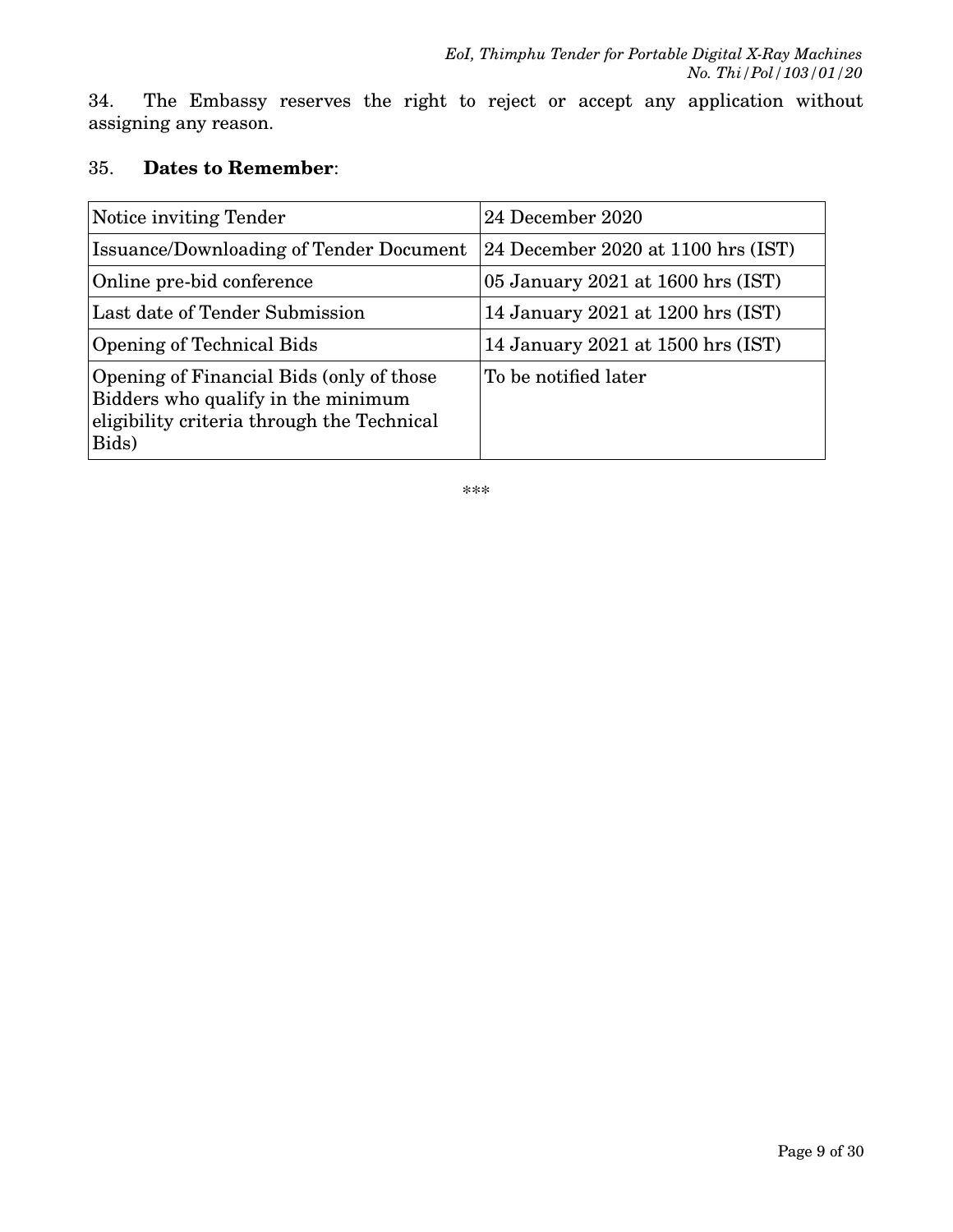34. The Embassy reserves the right to reject or accept any application without assigning any reason.

35. **Dates to Remember**:

| Notice inviting Tender | 24 December 2020 |
|---|---|
| Issuance/Downloading of Tender Document | 24 December 2020 at 1100 hrs (IST) |
| Online pre-bid conference | 05 January 2021 at 1600 hrs (IST) |
| Last date of Tender Submission | 14 January 2021 at 1200 hrs (IST) |
| Opening of Technical Bids | 14 January 2021 at 1500 hrs (IST) |
| Opening of Financial Bids (only of those Bidders who qualify in the minimum eligibility criteria through the Technical Bids) | To be notified later |

***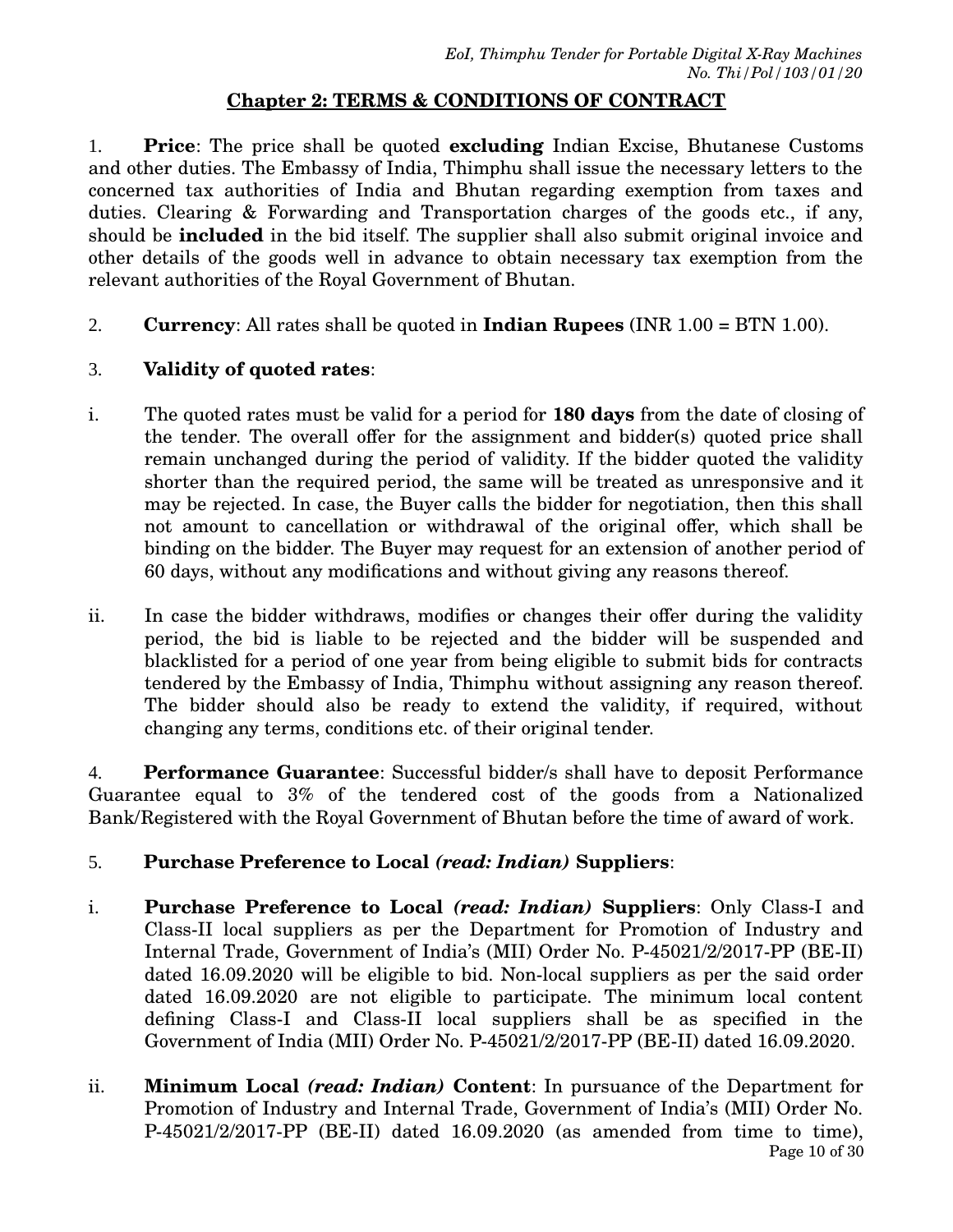## Chapter 2: TERMS & CONDITIONS OF CONTRACT

1. **Price**: The price shall be quoted **excluding** Indian Excise, Bhutanese Customs and other duties. The Embassy of India, Thimphu shall issue the necessary letters to the concerned tax authorities of India and Bhutan regarding exemption from taxes and duties. Clearing & Forwarding and Transportation charges of the goods etc., if any, should be **included** in the bid itself. The supplier shall also submit original invoice and other details of the goods well in advance to obtain necessary tax exemption from the relevant authorities of the Royal Government of Bhutan.

2. **Currency**: All rates shall be quoted in **Indian Rupees** (INR 1.00 = BTN 1.00).

3. **Validity of quoted rates**:

i. The quoted rates must be valid for a period for **180 days** from the date of closing of the tender. The overall offer for the assignment and bidder(s) quoted price shall remain unchanged during the period of validity. If the bidder quoted the validity shorter than the required period, the same will be treated as unresponsive and it may be rejected. In case, the Buyer calls the bidder for negotiation, then this shall not amount to cancellation or withdrawal of the original offer, which shall be binding on the bidder. The Buyer may request for an extension of another period of 60 days, without any modifications and without giving any reasons thereof.

ii. In case the bidder withdraws, modifies or changes their offer during the validity period, the bid is liable to be rejected and the bidder will be suspended and blacklisted for a period of one year from being eligible to submit bids for contracts tendered by the Embassy of India, Thimphu without assigning any reason thereof. The bidder should also be ready to extend the validity, if required, without changing any terms, conditions etc. of their original tender.

4. **Performance Guarantee**: Successful bidder/s shall have to deposit Performance Guarantee equal to 3% of the tendered cost of the goods from a Nationalized Bank/Registered with the Royal Government of Bhutan before the time of award of work.

5. **Purchase Preference to Local *(read: Indian)* Suppliers**:

i. **Purchase Preference to Local *(read: Indian)* Suppliers**: Only Class-I and Class-II local suppliers as per the Department for Promotion of Industry and Internal Trade, Government of India's (MII) Order No. P-45021/2/2017-PP (BE-II) dated 16.09.2020 will be eligible to bid. Non-local suppliers as per the said order dated 16.09.2020 are not eligible to participate. The minimum local content defining Class-I and Class-II local suppliers shall be as specified in the Government of India (MII) Order No. P-45021/2/2017-PP (BE-II) dated 16.09.2020.

ii. **Minimum Local *(read: Indian)* Content**: In pursuance of the Department for Promotion of Industry and Internal Trade, Government of India's (MII) Order No. P-45021/2/2017-PP (BE-II) dated 16.09.2020 (as amended from time to time),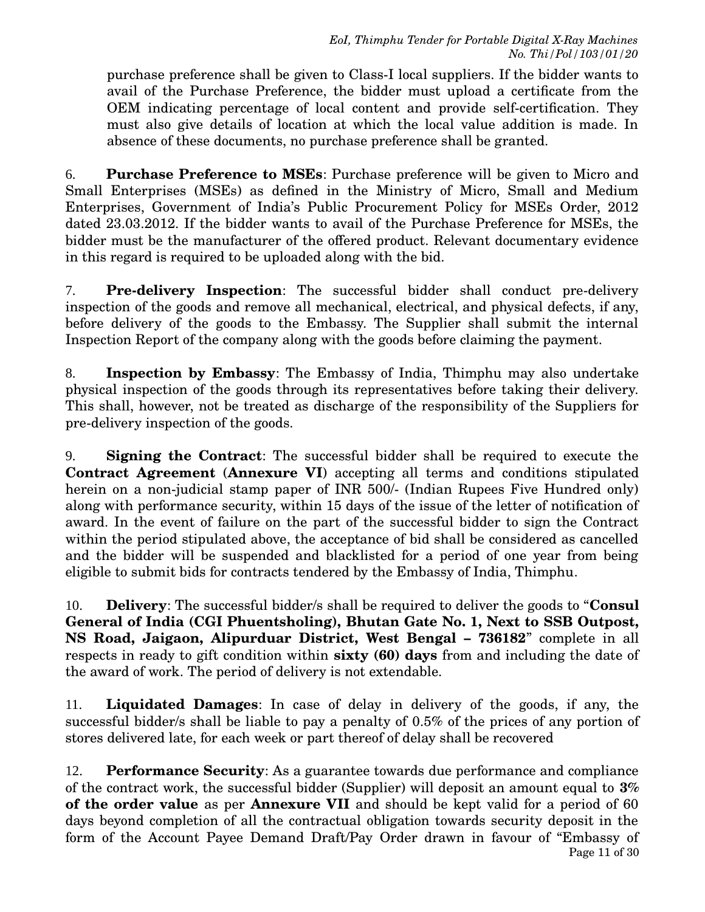purchase preference shall be given to Class-I local suppliers. If the bidder wants to avail of the Purchase Preference, the bidder must upload a certificate from the OEM indicating percentage of local content and provide self-certification. They must also give details of location at which the local value addition is made. In absence of these documents, no purchase preference shall be granted.

6. **Purchase Preference to MSEs**: Purchase preference will be given to Micro and Small Enterprises (MSEs) as defined in the Ministry of Micro, Small and Medium Enterprises, Government of India's Public Procurement Policy for MSEs Order, 2012 dated 23.03.2012. If the bidder wants to avail of the Purchase Preference for MSEs, the bidder must be the manufacturer of the offered product. Relevant documentary evidence in this regard is required to be uploaded along with the bid.

7. **Pre-delivery Inspection**: The successful bidder shall conduct pre-delivery inspection of the goods and remove all mechanical, electrical, and physical defects, if any, before delivery of the goods to the Embassy. The Supplier shall submit the internal Inspection Report of the company along with the goods before claiming the payment.

8. **Inspection by Embassy**: The Embassy of India, Thimphu may also undertake physical inspection of the goods through its representatives before taking their delivery. This shall, however, not be treated as discharge of the responsibility of the Suppliers for pre-delivery inspection of the goods.

9. **Signing the Contract**: The successful bidder shall be required to execute the **Contract Agreement** (**Annexure VI**) accepting all terms and conditions stipulated herein on a non-judicial stamp paper of INR 500/- (Indian Rupees Five Hundred only) along with performance security, within 15 days of the issue of the letter of notification of award. In the event of failure on the part of the successful bidder to sign the Contract within the period stipulated above, the acceptance of bid shall be considered as cancelled and the bidder will be suspended and blacklisted for a period of one year from being eligible to submit bids for contracts tendered by the Embassy of India, Thimphu.

10. **Delivery**: The successful bidder/s shall be required to deliver the goods to "**Consul General of India (CGI Phuentsholing), Bhutan Gate No. 1, Next to SSB Outpost, NS Road, Jaigaon, Alipurduar District, West Bengal – 736182**" complete in all respects in ready to gift condition within **sixty (60) days** from and including the date of the award of work. The period of delivery is not extendable.

11. **Liquidated Damages**: In case of delay in delivery of the goods, if any, the successful bidder/s shall be liable to pay a penalty of 0.5% of the prices of any portion of stores delivered late, for each week or part thereof of delay shall be recovered

12. **Performance Security**: As a guarantee towards due performance and compliance of the contract work, the successful bidder (Supplier) will deposit an amount equal to **3% of the order value** as per **Annexure VII** and should be kept valid for a period of 60 days beyond completion of all the contractual obligation towards security deposit in the form of the Account Payee Demand Draft/Pay Order drawn in favour of "Embassy of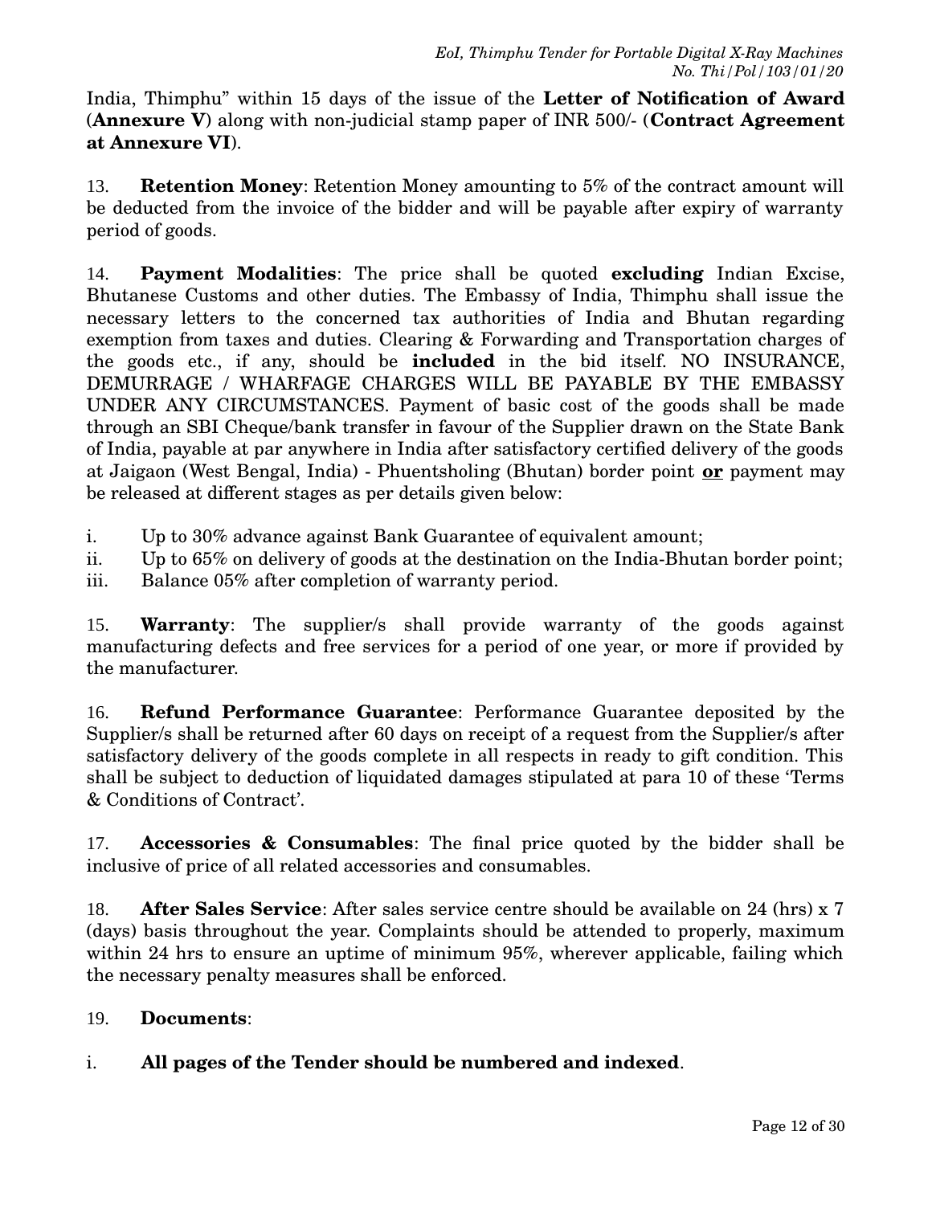India, Thimphu" within 15 days of the issue of the **Letter of Notification of Award (Annexure V)** along with non-judicial stamp paper of INR 500/- (**Contract Agreement at Annexure VI**).

13. **Retention Money**: Retention Money amounting to 5% of the contract amount will be deducted from the invoice of the bidder and will be payable after expiry of warranty period of goods.

14. **Payment Modalities**: The price shall be quoted **excluding** Indian Excise, Bhutanese Customs and other duties. The Embassy of India, Thimphu shall issue the necessary letters to the concerned tax authorities of India and Bhutan regarding exemption from taxes and duties. Clearing & Forwarding and Transportation charges of the goods etc., if any, should be **included** in the bid itself. NO INSURANCE, DEMURRAGE / WHARFAGE CHARGES WILL BE PAYABLE BY THE EMBASSY UNDER ANY CIRCUMSTANCES. Payment of basic cost of the goods shall be made through an SBI Cheque/bank transfer in favour of the Supplier drawn on the State Bank of India, payable at par anywhere in India after satisfactory certified delivery of the goods at Jaigaon (West Bengal, India) - Phuentsholing (Bhutan) border point **<u>or</u>** payment may be released at different stages as per details given below:

i. Up to 30% advance against Bank Guarantee of equivalent amount;
ii. Up to 65% on delivery of goods at the destination on the India-Bhutan border point;
iii. Balance 05% after completion of warranty period.

15. **Warranty**: The supplier/s shall provide warranty of the goods against manufacturing defects and free services for a period of one year, or more if provided by the manufacturer.

16. **Refund Performance Guarantee**: Performance Guarantee deposited by the Supplier/s shall be returned after 60 days on receipt of a request from the Supplier/s after satisfactory delivery of the goods complete in all respects in ready to gift condition. This shall be subject to deduction of liquidated damages stipulated at para 10 of these 'Terms & Conditions of Contract'.

17. **Accessories & Consumables**: The final price quoted by the bidder shall be inclusive of price of all related accessories and consumables.

18. **After Sales Service**: After sales service centre should be available on 24 (hrs) x 7 (days) basis throughout the year. Complaints should be attended to properly, maximum within 24 hrs to ensure an uptime of minimum 95%, wherever applicable, failing which the necessary penalty measures shall be enforced.

19. **Documents**:

i. **All pages of the Tender should be numbered and indexed**.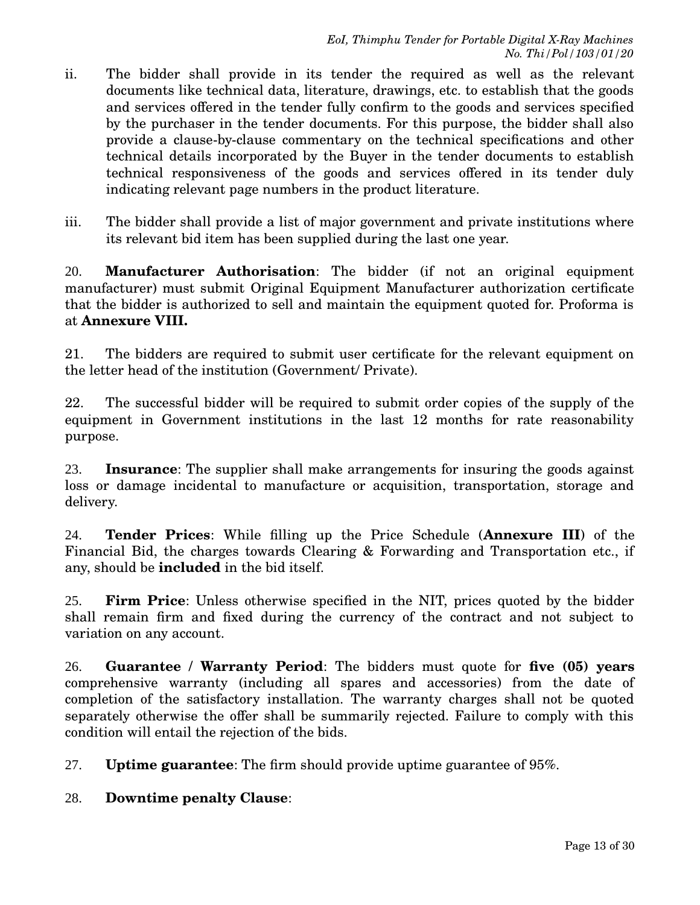ii. The bidder shall provide in its tender the required as well as the relevant documents like technical data, literature, drawings, etc. to establish that the goods and services offered in the tender fully confirm to the goods and services specified by the purchaser in the tender documents. For this purpose, the bidder shall also provide a clause-by-clause commentary on the technical specifications and other technical details incorporated by the Buyer in the tender documents to establish technical responsiveness of the goods and services offered in its tender duly indicating relevant page numbers in the product literature.

iii. The bidder shall provide a list of major government and private institutions where its relevant bid item has been supplied during the last one year.

20. **Manufacturer Authorisation**: The bidder (if not an original equipment manufacturer) must submit Original Equipment Manufacturer authorization certificate that the bidder is authorized to sell and maintain the equipment quoted for. Proforma is at **Annexure VIII.**

21. The bidders are required to submit user certificate for the relevant equipment on the letter head of the institution (Government/ Private).

22. The successful bidder will be required to submit order copies of the supply of the equipment in Government institutions in the last 12 months for rate reasonability purpose.

23. **Insurance**: The supplier shall make arrangements for insuring the goods against loss or damage incidental to manufacture or acquisition, transportation, storage and delivery.

24. **Tender Prices**: While filling up the Price Schedule (**Annexure III**) of the Financial Bid, the charges towards Clearing & Forwarding and Transportation etc., if any, should be **included** in the bid itself.

25. **Firm Price**: Unless otherwise specified in the NIT, prices quoted by the bidder shall remain firm and fixed during the currency of the contract and not subject to variation on any account.

26. **Guarantee / Warranty Period**: The bidders must quote for **five (05) years** comprehensive warranty (including all spares and accessories) from the date of completion of the satisfactory installation. The warranty charges shall not be quoted separately otherwise the offer shall be summarily rejected. Failure to comply with this condition will entail the rejection of the bids.

27. **Uptime guarantee**: The firm should provide uptime guarantee of 95%.

28. **Downtime penalty Clause**: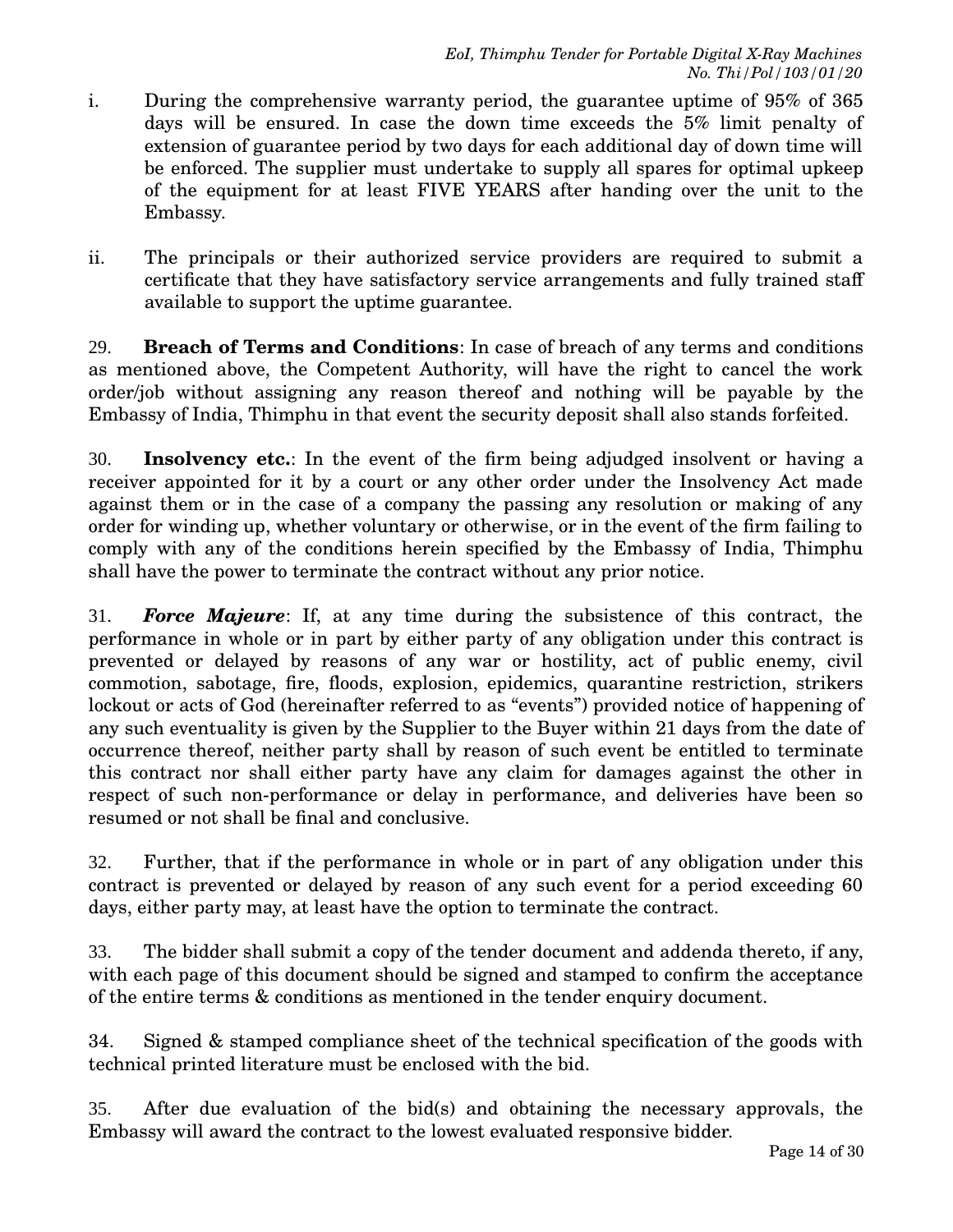i. During the comprehensive warranty period, the guarantee uptime of 95% of 365 days will be ensured. In case the down time exceeds the 5% limit penalty of extension of guarantee period by two days for each additional day of down time will be enforced. The supplier must undertake to supply all spares for optimal upkeep of the equipment for at least FIVE YEARS after handing over the unit to the Embassy.

ii. The principals or their authorized service providers are required to submit a certificate that they have satisfactory service arrangements and fully trained staff available to support the uptime guarantee.

29. **Breach of Terms and Conditions**: In case of breach of any terms and conditions as mentioned above, the Competent Authority, will have the right to cancel the work order/job without assigning any reason thereof and nothing will be payable by the Embassy of India, Thimphu in that event the security deposit shall also stands forfeited.

30. **Insolvency etc.**: In the event of the firm being adjudged insolvent or having a receiver appointed for it by a court or any other order under the Insolvency Act made against them or in the case of a company the passing any resolution or making of any order for winding up, whether voluntary or otherwise, or in the event of the firm failing to comply with any of the conditions herein specified by the Embassy of India, Thimphu shall have the power to terminate the contract without any prior notice.

31. ***Force Majeure***: If, at any time during the subsistence of this contract, the performance in whole or in part by either party of any obligation under this contract is prevented or delayed by reasons of any war or hostility, act of public enemy, civil commotion, sabotage, fire, floods, explosion, epidemics, quarantine restriction, strikers lockout or acts of God (hereinafter referred to as "events") provided notice of happening of any such eventuality is given by the Supplier to the Buyer within 21 days from the date of occurrence thereof, neither party shall by reason of such event be entitled to terminate this contract nor shall either party have any claim for damages against the other in respect of such non-performance or delay in performance, and deliveries have been so resumed or not shall be final and conclusive.

32. Further, that if the performance in whole or in part of any obligation under this contract is prevented or delayed by reason of any such event for a period exceeding 60 days, either party may, at least have the option to terminate the contract.

33. The bidder shall submit a copy of the tender document and addenda thereto, if any, with each page of this document should be signed and stamped to confirm the acceptance of the entire terms & conditions as mentioned in the tender enquiry document.

34. Signed & stamped compliance sheet of the technical specification of the goods with technical printed literature must be enclosed with the bid.

35. After due evaluation of the bid(s) and obtaining the necessary approvals, the Embassy will award the contract to the lowest evaluated responsive bidder.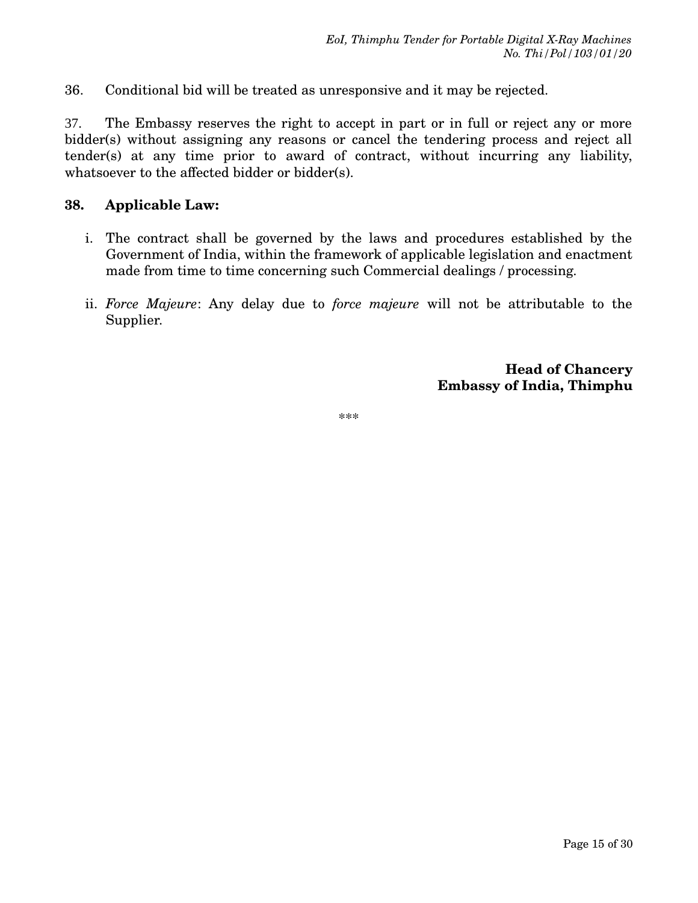36. Conditional bid will be treated as unresponsive and it may be rejected.

37. The Embassy reserves the right to accept in part or in full or reject any or more bidder(s) without assigning any reasons or cancel the tendering process and reject all tender(s) at any time prior to award of contract, without incurring any liability, whatsoever to the affected bidder or bidder(s).

**38. Applicable Law:**

i. The contract shall be governed by the laws and procedures established by the Government of India, within the framework of applicable legislation and enactment made from time to time concerning such Commercial dealings / processing.

ii. *Force Majeure*: Any delay due to *force majeure* will not be attributable to the Supplier.

**Head of Chancery**
**Embassy of India, Thimphu**

***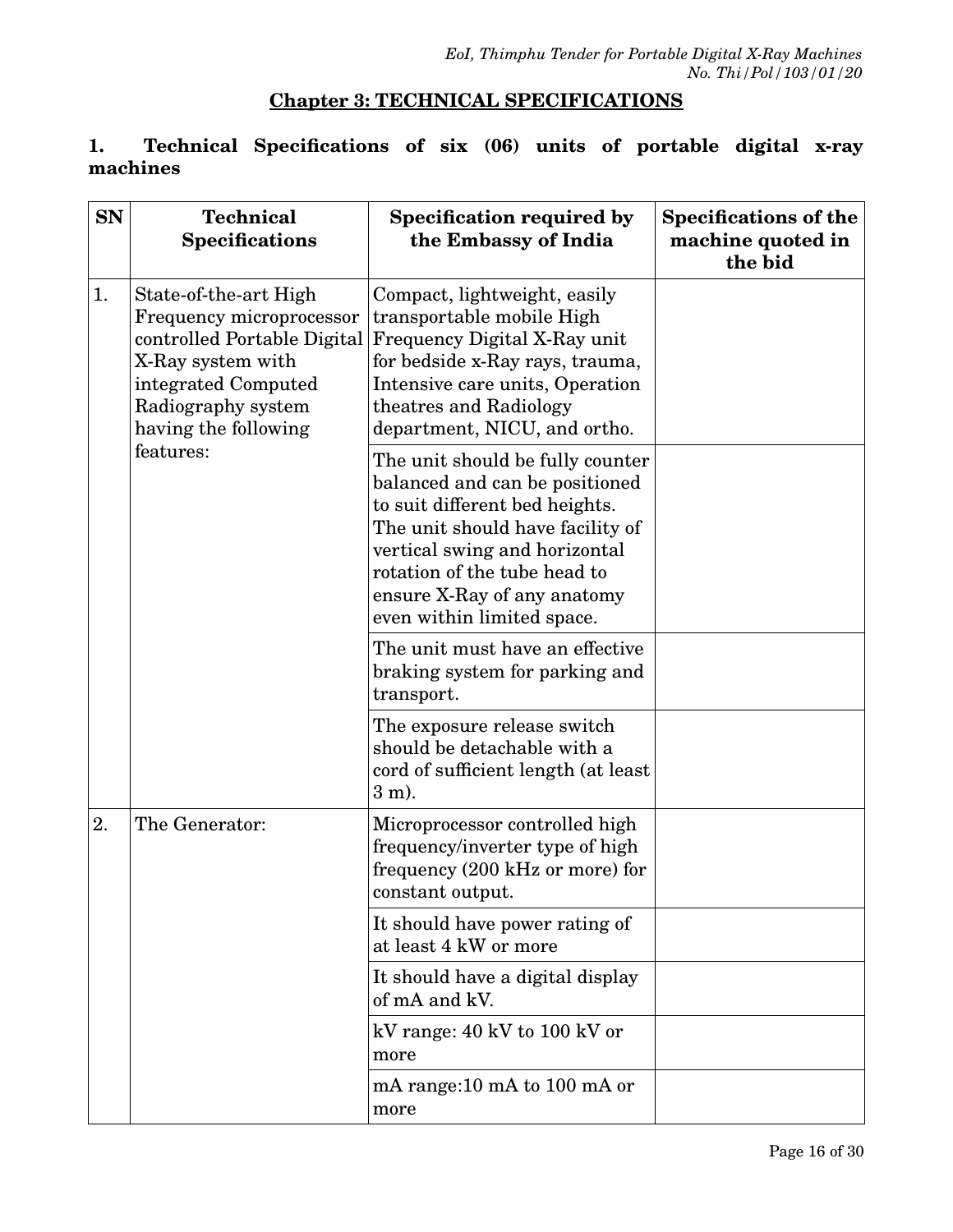## Chapter 3: TECHNICAL SPECIFICATIONS

### 1. Technical Specifications of six (06) units of portable digital x-ray machines

| SN | Technical Specifications | Specification required by the Embassy of India | Specifications of the machine quoted in the bid |
|---|---|---|---|
| 1. | State-of-the-art High Frequency microprocessor controlled Portable Digital X-Ray system with integrated Computed Radiography system having the following features: | Compact, lightweight, easily transportable mobile High Frequency Digital X-Ray unit for bedside x-Ray rays, trauma, Intensive care units, Operation theatres and Radiology department, NICU, and ortho. | |
| | | The unit should be fully counter balanced and can be positioned to suit different bed heights. The unit should have facility of vertical swing and horizontal rotation of the tube head to ensure X-Ray of any anatomy even within limited space. | |
| | | The unit must have an effective braking system for parking and transport. | |
| | | The exposure release switch should be detachable with a cord of sufficient length (at least 3 m). | |
| 2. | The Generator: | Microprocessor controlled high frequency/inverter type of high frequency (200 kHz or more) for constant output. | |
| | | It should have power rating of at least 4 kW or more | |
| | | It should have a digital display of mA and kV. | |
| | | kV range: 40 kV to 100 kV or more | |
| | | mA range:10 mA to 100 mA or more | |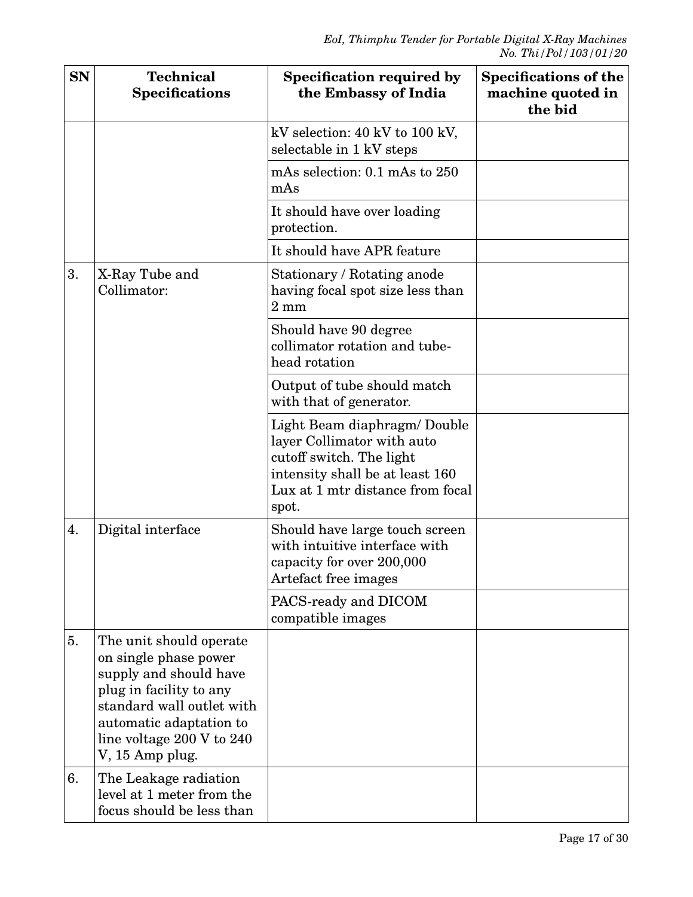| SN | Technical Specifications | Specification required by the Embassy of India | Specifications of the machine quoted in the bid |
|---|---|---|---|
| | | kV selection: 40 kV to 100 kV, selectable in 1 kV steps | |
| | | mAs selection: 0.1 mAs to 250 mAs | |
| | | It should have over loading protection. | |
| | | It should have APR feature | |
| 3. | X-Ray Tube and Collimator: | Stationary / Rotating anode having focal spot size less than 2 mm | |
| | | Should have 90 degree collimator rotation and tube-head rotation | |
| | | Output of tube should match with that of generator. | |
| | | Light Beam diaphragm/ Double layer Collimator with auto cutoff switch. The light intensity shall be at least 160 Lux at 1 mtr distance from focal spot. | |
| 4. | Digital interface | Should have large touch screen with intuitive interface with capacity for over 200,000 Artefact free images | |
| | | PACS-ready and DICOM compatible images | |
| 5. | The unit should operate on single phase power supply and should have plug in facility to any standard wall outlet with automatic adaptation to line voltage 200 V to 240 V, 15 Amp plug. | | |
| 6. | The Leakage radiation level at 1 meter from the focus should be less than | | |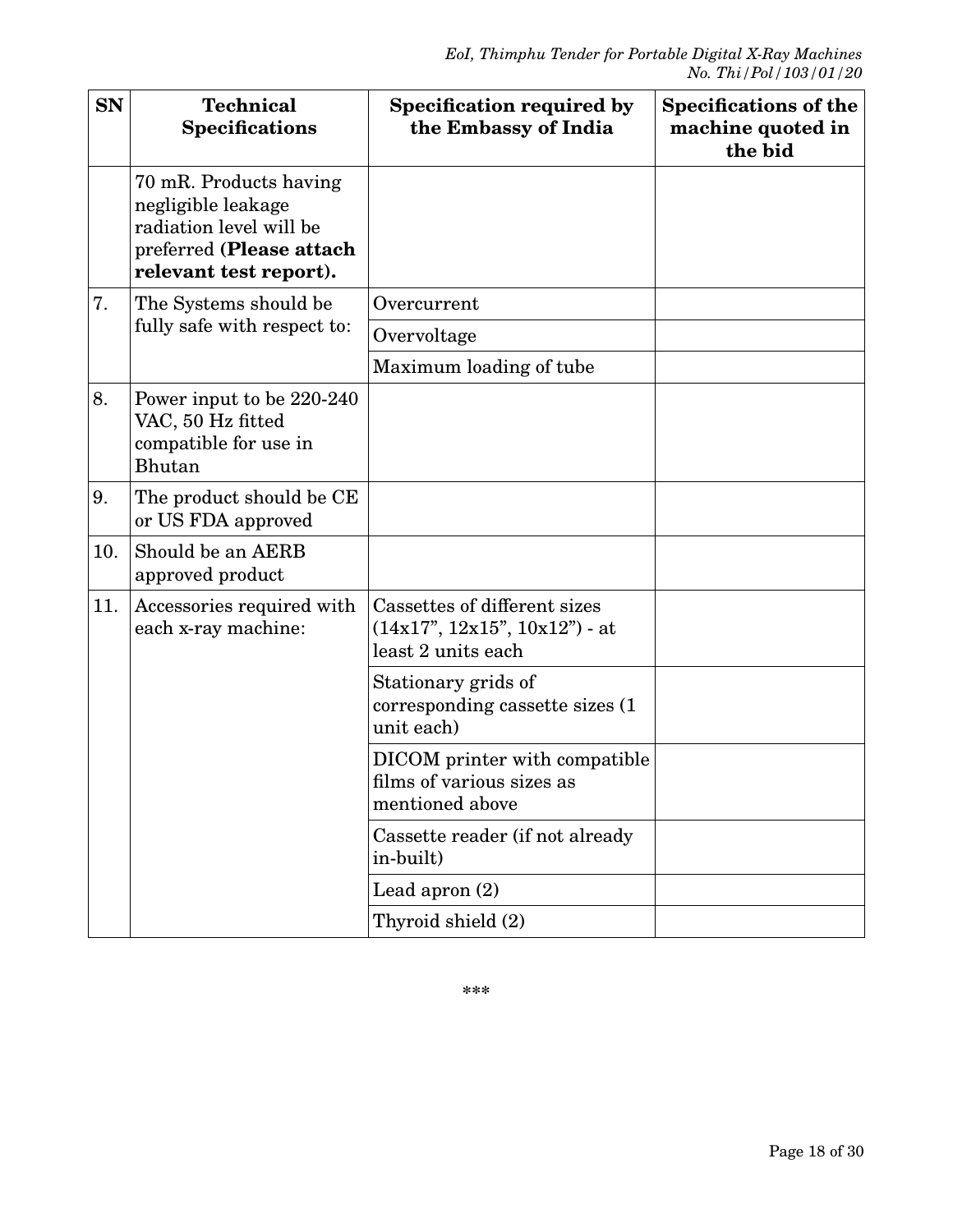| SN | Technical Specifications | Specification required by the Embassy of India | Specifications of the machine quoted in the bid |
|---|---|---|---|
| | 70 mR. Products having negligible leakage radiation level will be preferred **(Please attach relevant test report).** | | |
| 7. | The Systems should be fully safe with respect to: | Overcurrent | |
| | | Overvoltage | |
| | | Maximum loading of tube | |
| 8. | Power input to be 220-240 VAC, 50 Hz fitted compatible for use in Bhutan | | |
| 9. | The product should be CE or US FDA approved | | |
| 10. | Should be an AERB approved product | | |
| 11. | Accessories required with each x-ray machine: | Cassettes of different sizes (14x17", 12x15", 10x12") - at least 2 units each | |
| | | Stationary grids of corresponding cassette sizes (1 unit each) | |
| | | DICOM printer with compatible films of various sizes as mentioned above | |
| | | Cassette reader (if not already in-built) | |
| | | Lead apron (2) | |
| | | Thyroid shield (2) | |

***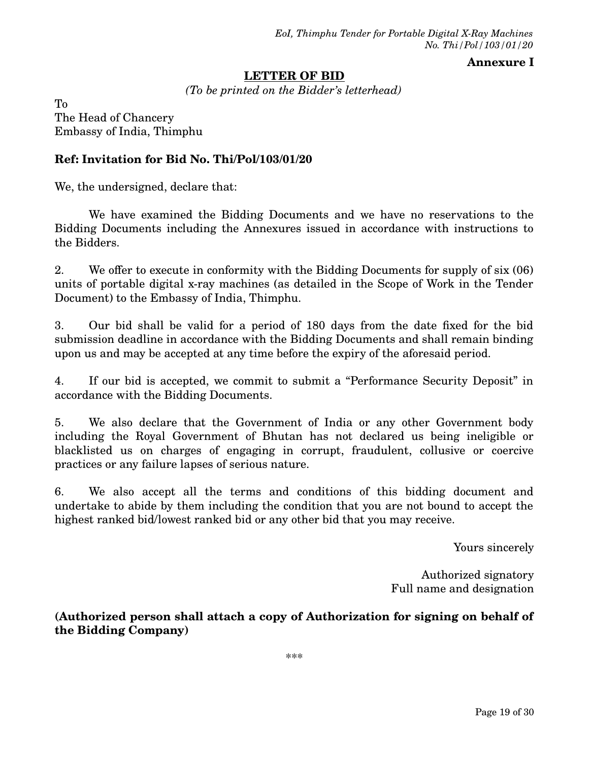**Annexure I**

## LETTER OF BID

*(To be printed on the Bidder's letterhead)*

To
The Head of Chancery
Embassy of India, Thimphu

**Ref: Invitation for Bid No. Thi/Pol/103/01/20**

We, the undersigned, declare that:

We have examined the Bidding Documents and we have no reservations to the Bidding Documents including the Annexures issued in accordance with instructions to the Bidders.

2. We offer to execute in conformity with the Bidding Documents for supply of six (06) units of portable digital x-ray machines (as detailed in the Scope of Work in the Tender Document) to the Embassy of India, Thimphu.

3. Our bid shall be valid for a period of 180 days from the date fixed for the bid submission deadline in accordance with the Bidding Documents and shall remain binding upon us and may be accepted at any time before the expiry of the aforesaid period.

4. If our bid is accepted, we commit to submit a "Performance Security Deposit" in accordance with the Bidding Documents.

5. We also declare that the Government of India or any other Government body including the Royal Government of Bhutan has not declared us being ineligible or blacklisted us on charges of engaging in corrupt, fraudulent, collusive or coercive practices or any failure lapses of serious nature.

6. We also accept all the terms and conditions of this bidding document and undertake to abide by them including the condition that you are not bound to accept the highest ranked bid/lowest ranked bid or any other bid that you may receive.

Yours sincerely

Authorized signatory
Full name and designation

**(Authorized person shall attach a copy of Authorization for signing on behalf of the Bidding Company)**

***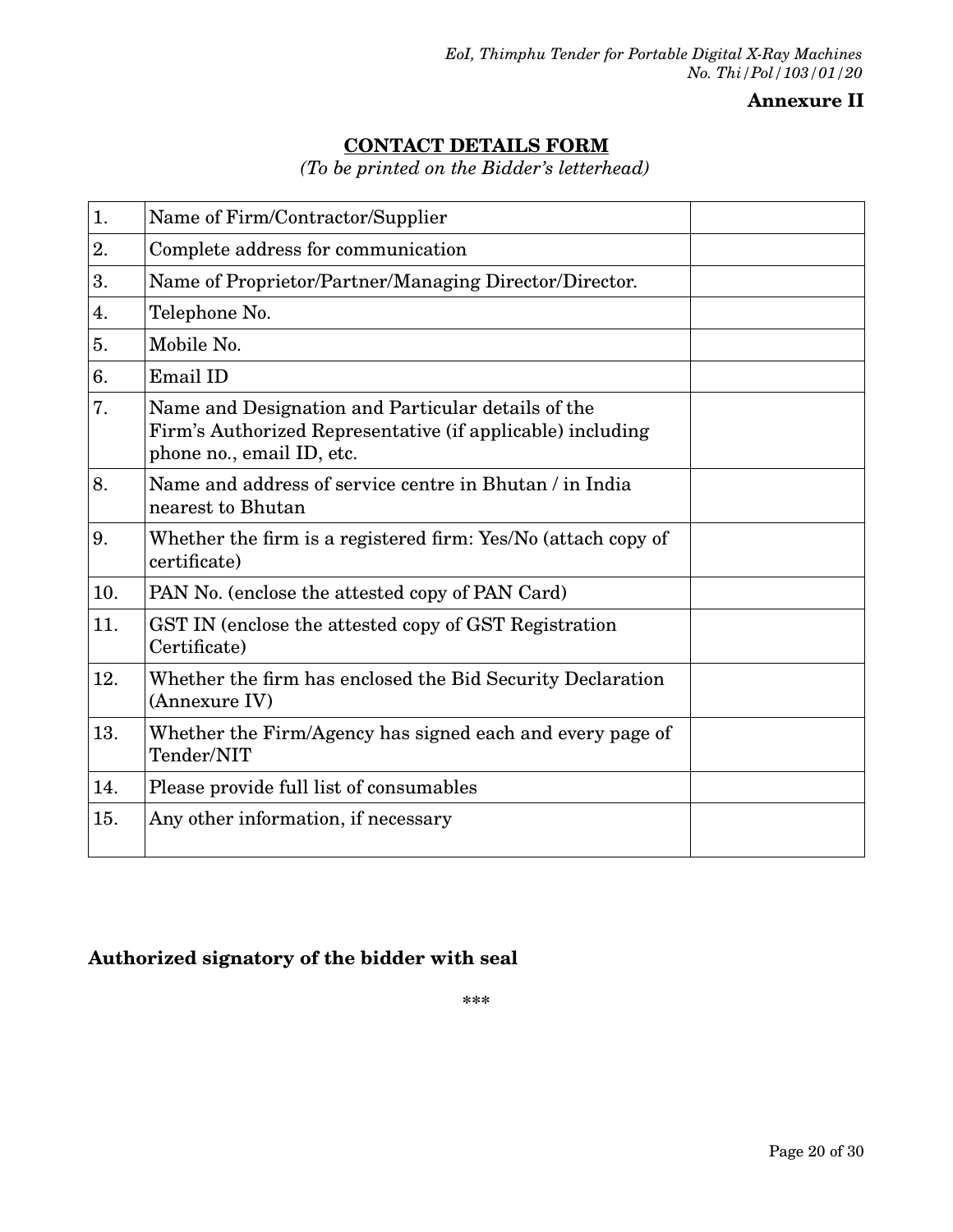**Annexure II**

## CONTACT DETAILS FORM

*(To be printed on the Bidder's letterhead)*

| | | |
|---|---|---|
| 1. | Name of Firm/Contractor/Supplier | |
| 2. | Complete address for communication | |
| 3. | Name of Proprietor/Partner/Managing Director/Director. | |
| 4. | Telephone No. | |
| 5. | Mobile No. | |
| 6. | Email ID | |
| 7. | Name and Designation and Particular details of the Firm's Authorized Representative (if applicable) including phone no., email ID, etc. | |
| 8. | Name and address of service centre in Bhutan / in India nearest to Bhutan | |
| 9. | Whether the firm is a registered firm: Yes/No (attach copy of certificate) | |
| 10. | PAN No. (enclose the attested copy of PAN Card) | |
| 11. | GST IN (enclose the attested copy of GST Registration Certificate) | |
| 12. | Whether the firm has enclosed the Bid Security Declaration (Annexure IV) | |
| 13. | Whether the Firm/Agency has signed each and every page of Tender/NIT | |
| 14. | Please provide full list of consumables | |
| 15. | Any other information, if necessary | |

**Authorized signatory of the bidder with seal**

***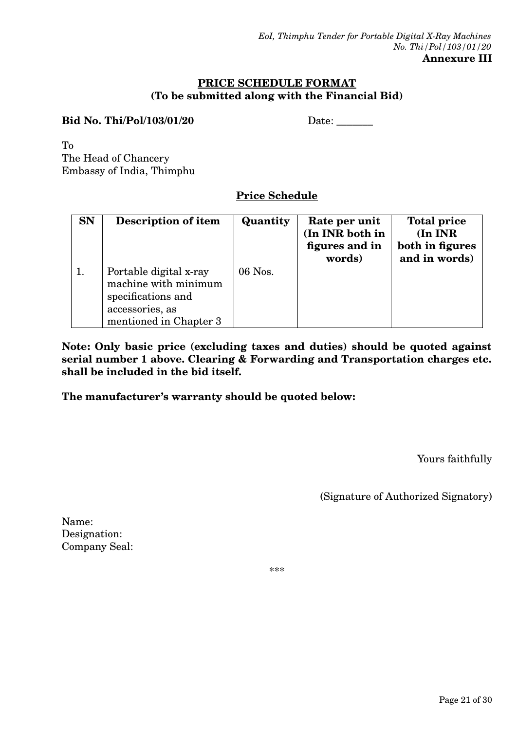**Annexure III**

## PRICE SCHEDULE FORMAT
**(To be submitted along with the Financial Bid)**

**Bid No. Thi/Pol/103/01/20** Date: _______

To
The Head of Chancery
Embassy of India, Thimphu

### Price Schedule

| SN | Description of item | Quantity | Rate per unit (In INR both in figures and in words) | Total price (In INR both in figures and in words) |
|---|---|---|---|---|
| 1. | Portable digital x-ray machine with minimum specifications and accessories, as mentioned in Chapter 3 | 06 Nos. | | |

**Note: Only basic price (excluding taxes and duties) should be quoted against serial number 1 above. Clearing & Forwarding and Transportation charges etc. shall be included in the bid itself.**

**The manufacturer's warranty should be quoted below:**

Yours faithfully

(Signature of Authorized Signatory)

Name:
Designation:
Company Seal:

***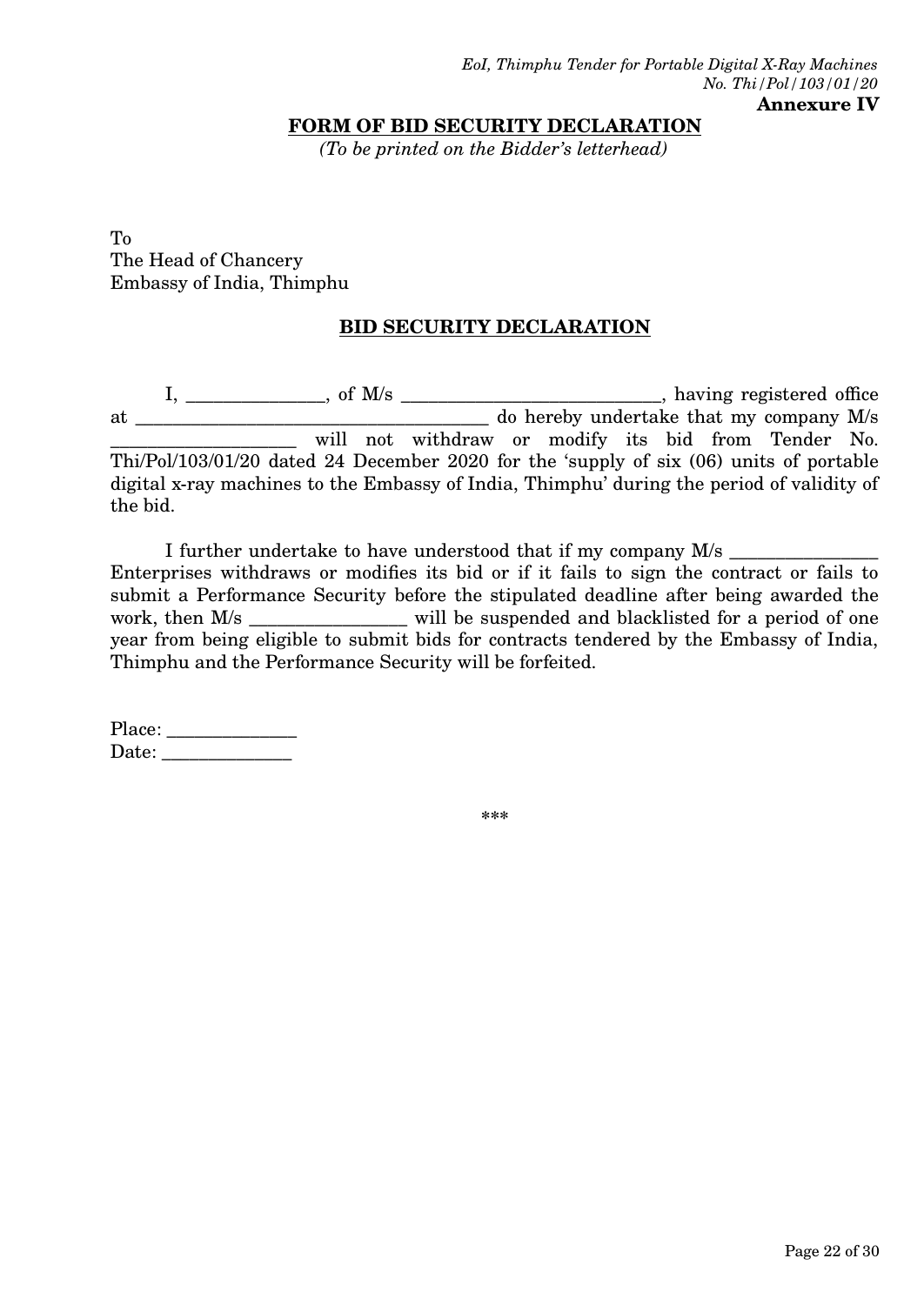*EoI, Thimphu Tender for Portable Digital X-Ray Machines*
*No. Thi/Pol/103/01/20*

**Annexure IV**

## FORM OF BID SECURITY DECLARATION

*(To be printed on the Bidder's letterhead)*

To
The Head of Chancery
Embassy of India, Thimphu

### BID SECURITY DECLARATION

I, _______________, of M/s ____________________________, having registered office at ______________________________________ do hereby undertake that my company M/s ____________________ will not withdraw or modify its bid from Tender No. Thi/Pol/103/01/20 dated 24 December 2020 for the 'supply of six (06) units of portable digital x-ray machines to the Embassy of India, Thimphu' during the period of validity of the bid.

I further undertake to have understood that if my company M/s ________________ Enterprises withdraws or modifies its bid or if it fails to sign the contract or fails to submit a Performance Security before the stipulated deadline after being awarded the work, then M/s _________________ will be suspended and blacklisted for a period of one year from being eligible to submit bids for contracts tendered by the Embassy of India, Thimphu and the Performance Security will be forfeited.

Place: ______________
Date: ______________

***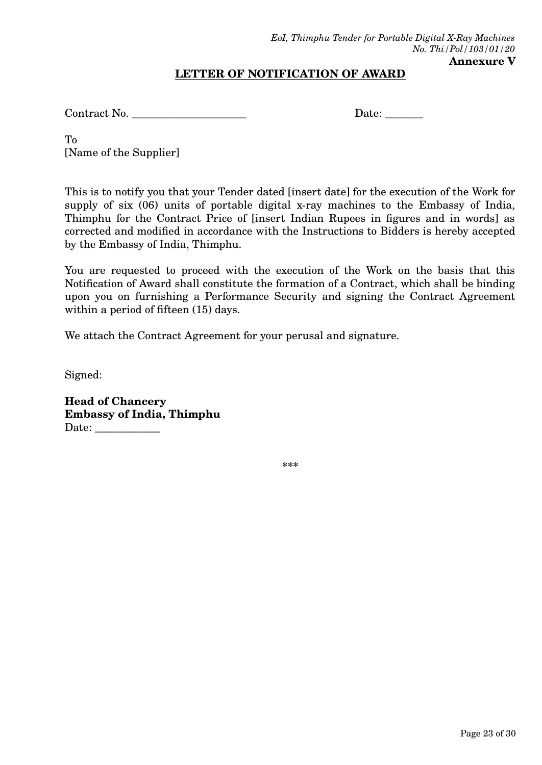**Annexure V**

## LETTER OF NOTIFICATION OF AWARD

Contract No. ____________________ Date: _______

To
[Name of the Supplier]

This is to notify you that your Tender dated [insert date] for the execution of the Work for supply of six (06) units of portable digital x-ray machines to the Embassy of India, Thimphu for the Contract Price of [insert Indian Rupees in figures and in words] as corrected and modified in accordance with the Instructions to Bidders is hereby accepted by the Embassy of India, Thimphu.

You are requested to proceed with the execution of the Work on the basis that this Notification of Award shall constitute the formation of a Contract, which shall be binding upon you on furnishing a Performance Security and signing the Contract Agreement within a period of fifteen (15) days.

We attach the Contract Agreement for your perusal and signature.

Signed:

**Head of Chancery**
**Embassy of India, Thimphu**
Date: ___________

***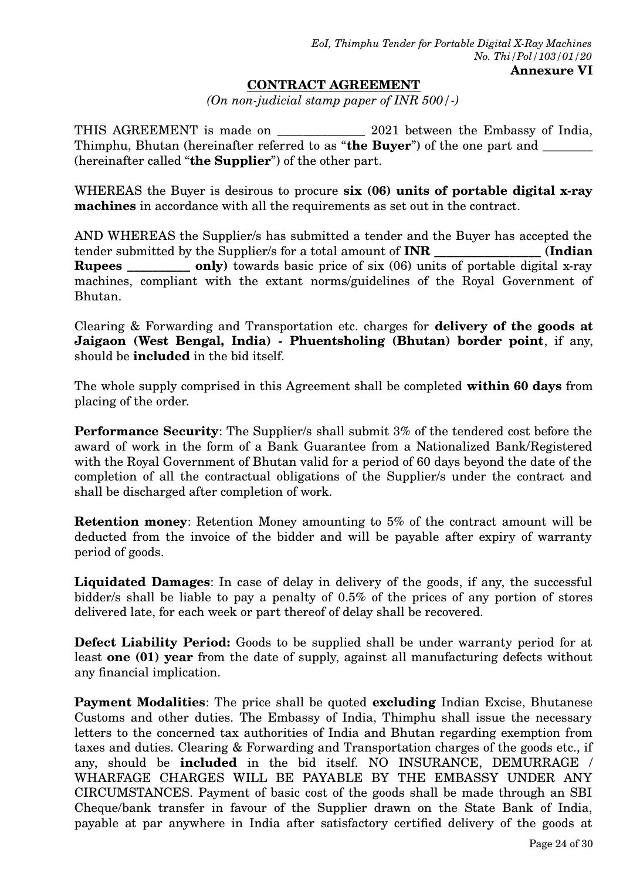**Annexure VI**

## CONTRACT AGREEMENT

*(On non-judicial stamp paper of INR 500/-)*

THIS AGREEMENT is made on _____________ 2021 between the Embassy of India, Thimphu, Bhutan (hereinafter referred to as "**the Buyer**") of the one part and ________ (hereinafter called "**the Supplier**") of the other part.

WHEREAS the Buyer is desirous to procure **six (06) units of portable digital x-ray machines** in accordance with all the requirements as set out in the contract.

AND WHEREAS the Supplier/s has submitted a tender and the Buyer has accepted the tender submitted by the Supplier/s for a total amount of **INR ________________ (Indian Rupees _________ only)** towards basic price of six (06) units of portable digital x-ray machines, compliant with the extant norms/guidelines of the Royal Government of Bhutan.

Clearing & Forwarding and Transportation etc. charges for **delivery of the goods at Jaigaon (West Bengal, India) - Phuentsholing (Bhutan) border point**, if any, should be **included** in the bid itself.

The whole supply comprised in this Agreement shall be completed **within 60 days** from placing of the order.

**Performance Security**: The Supplier/s shall submit 3% of the tendered cost before the award of work in the form of a Bank Guarantee from a Nationalized Bank/Registered with the Royal Government of Bhutan valid for a period of 60 days beyond the date of the completion of all the contractual obligations of the Supplier/s under the contract and shall be discharged after completion of work.

**Retention money**: Retention Money amounting to 5% of the contract amount will be deducted from the invoice of the bidder and will be payable after expiry of warranty period of goods.

**Liquidated Damages**: In case of delay in delivery of the goods, if any, the successful bidder/s shall be liable to pay a penalty of 0.5% of the prices of any portion of stores delivered late, for each week or part thereof of delay shall be recovered.

**Defect Liability Period:** Goods to be supplied shall be under warranty period for at least **one (01) year** from the date of supply, against all manufacturing defects without any financial implication.

**Payment Modalities**: The price shall be quoted **excluding** Indian Excise, Bhutanese Customs and other duties. The Embassy of India, Thimphu shall issue the necessary letters to the concerned tax authorities of India and Bhutan regarding exemption from taxes and duties. Clearing & Forwarding and Transportation charges of the goods etc., if any, should be **included** in the bid itself. NO INSURANCE, DEMURRAGE / WHARFAGE CHARGES WILL BE PAYABLE BY THE EMBASSY UNDER ANY CIRCUMSTANCES. Payment of basic cost of the goods shall be made through an SBI Cheque/bank transfer in favour of the Supplier drawn on the State Bank of India, payable at par anywhere in India after satisfactory certified delivery of the goods at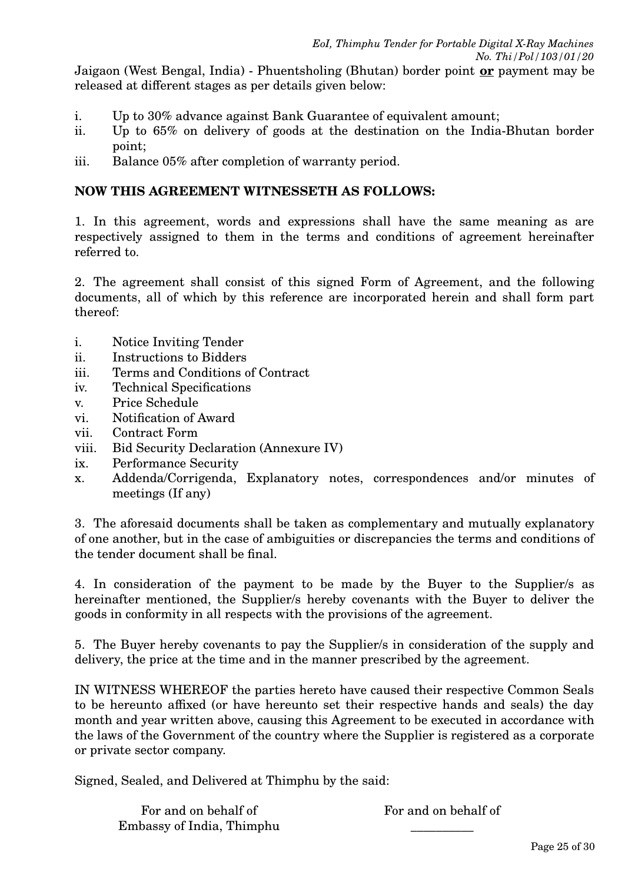Jaigaon (West Bengal, India) - Phuentsholing (Bhutan) border point **or** payment may be released at different stages as per details given below:

i. Up to 30% advance against Bank Guarantee of equivalent amount;
ii. Up to 65% on delivery of goods at the destination on the India-Bhutan border point;
iii. Balance 05% after completion of warranty period.

**NOW THIS AGREEMENT WITNESSETH AS FOLLOWS:**

1. In this agreement, words and expressions shall have the same meaning as are respectively assigned to them in the terms and conditions of agreement hereinafter referred to.

2. The agreement shall consist of this signed Form of Agreement, and the following documents, all of which by this reference are incorporated herein and shall form part thereof:

i. Notice Inviting Tender
ii. Instructions to Bidders
iii. Terms and Conditions of Contract
iv. Technical Specifications
v. Price Schedule
vi. Notification of Award
vii. Contract Form
viii. Bid Security Declaration (Annexure IV)
ix. Performance Security
x. Addenda/Corrigenda, Explanatory notes, correspondences and/or minutes of meetings (If any)

3. The aforesaid documents shall be taken as complementary and mutually explanatory of one another, but in the case of ambiguities or discrepancies the terms and conditions of the tender document shall be final.

4. In consideration of the payment to be made by the Buyer to the Supplier/s as hereinafter mentioned, the Supplier/s hereby covenants with the Buyer to deliver the goods in conformity in all respects with the provisions of the agreement.

5. The Buyer hereby covenants to pay the Supplier/s in consideration of the supply and delivery, the price at the time and in the manner prescribed by the agreement.

IN WITNESS WHEREOF the parties hereto have caused their respective Common Seals to be hereunto affixed (or have hereunto set their respective hands and seals) the day month and year written above, causing this Agreement to be executed in accordance with the laws of the Government of the country where the Supplier is registered as a corporate or private sector company.

Signed, Sealed, and Delivered at Thimphu by the said:

| For and on behalf of | For and on behalf of |
|---|---|
| Embassy of India, Thimphu | __________ |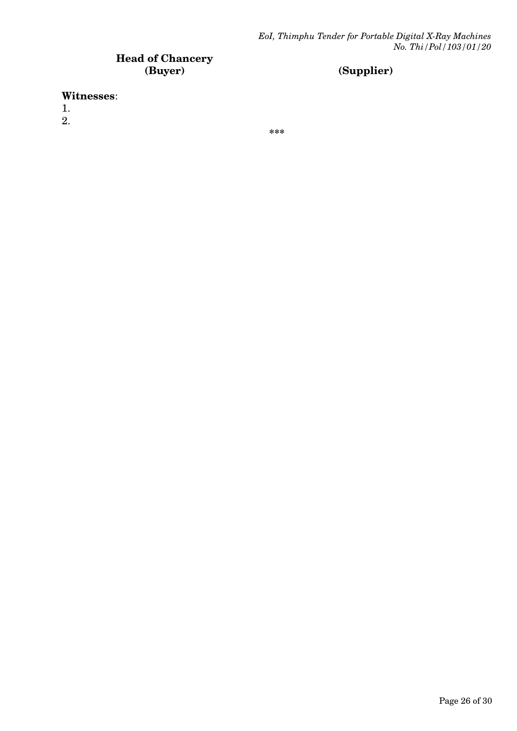**Head of Chancery**
**(Buyer)** **(Supplier)**

**Witnesses**:
1.
2.

***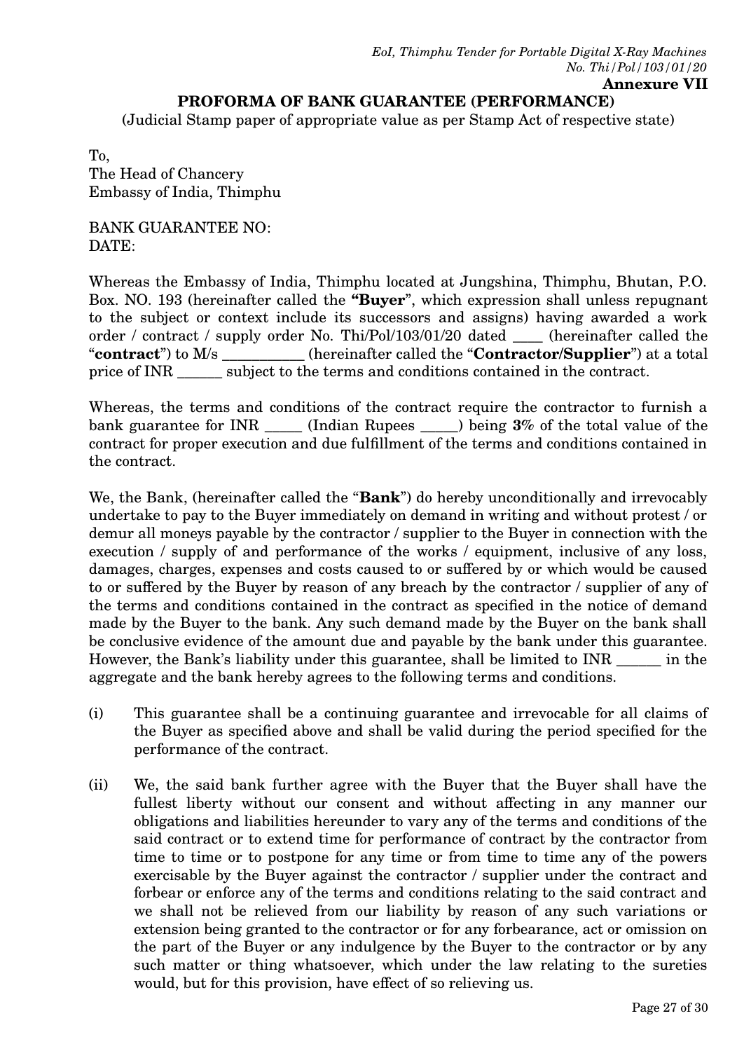*EoI, Thimphu Tender for Portable Digital X-Ray Machines*
*No. Thi/Pol/103/01/20*

**Annexure VII**

## PROFORMA OF BANK GUARANTEE (PERFORMANCE)

(Judicial Stamp paper of appropriate value as per Stamp Act of respective state)

To,
The Head of Chancery
Embassy of India, Thimphu

BANK GUARANTEE NO:
DATE:

Whereas the Embassy of India, Thimphu located at Jungshina, Thimphu, Bhutan, P.O. Box. NO. 193 (hereinafter called the **"Buyer"**, which expression shall unless repugnant to the subject or context include its successors and assigns) having awarded a work order / contract / supply order No. Thi/Pol/103/01/20 dated ____ (hereinafter called the "**contract**") to M/s ___________ (hereinafter called the "**Contractor/Supplier**") at a total price of INR ______ subject to the terms and conditions contained in the contract.

Whereas, the terms and conditions of the contract require the contractor to furnish a bank guarantee for INR _____ (Indian Rupees _____) being **3%** of the total value of the contract for proper execution and due fulfillment of the terms and conditions contained in the contract.

We, the Bank, (hereinafter called the "**Bank**") do hereby unconditionally and irrevocably undertake to pay to the Buyer immediately on demand in writing and without protest / or demur all moneys payable by the contractor / supplier to the Buyer in connection with the execution / supply of and performance of the works / equipment, inclusive of any loss, damages, charges, expenses and costs caused to or suffered by or which would be caused to or suffered by the Buyer by reason of any breach by the contractor / supplier of any of the terms and conditions contained in the contract as specified in the notice of demand made by the Buyer to the bank. Any such demand made by the Buyer on the bank shall be conclusive evidence of the amount due and payable by the bank under this guarantee. However, the Bank's liability under this guarantee, shall be limited to INR ______ in the aggregate and the bank hereby agrees to the following terms and conditions.

(i) This guarantee shall be a continuing guarantee and irrevocable for all claims of the Buyer as specified above and shall be valid during the period specified for the performance of the contract.

(ii) We, the said bank further agree with the Buyer that the Buyer shall have the fullest liberty without our consent and without affecting in any manner our obligations and liabilities hereunder to vary any of the terms and conditions of the said contract or to extend time for performance of contract by the contractor from time to time or to postpone for any time or from time to time any of the powers exercisable by the Buyer against the contractor / supplier under the contract and forbear or enforce any of the terms and conditions relating to the said contract and we shall not be relieved from our liability by reason of any such variations or extension being granted to the contractor or for any forbearance, act or omission on the part of the Buyer or any indulgence by the Buyer to the contractor or by any such matter or thing whatsoever, which under the law relating to the sureties would, but for this provision, have effect of so relieving us.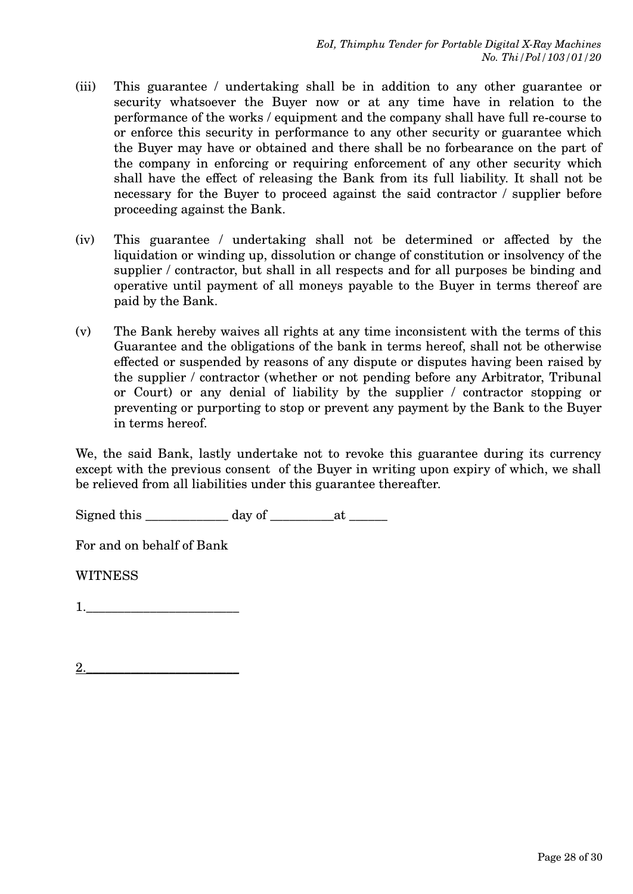(iii) This guarantee / undertaking shall be in addition to any other guarantee or security whatsoever the Buyer now or at any time have in relation to the performance of the works / equipment and the company shall have full re-course to or enforce this security in performance to any other security or guarantee which the Buyer may have or obtained and there shall be no forbearance on the part of the company in enforcing or requiring enforcement of any other security which shall have the effect of releasing the Bank from its full liability. It shall not be necessary for the Buyer to proceed against the said contractor / supplier before proceeding against the Bank.

(iv) This guarantee / undertaking shall not be determined or affected by the liquidation or winding up, dissolution or change of constitution or insolvency of the supplier / contractor, but shall in all respects and for all purposes be binding and operative until payment of all moneys payable to the Buyer in terms thereof are paid by the Bank.

(v) The Bank hereby waives all rights at any time inconsistent with the terms of this Guarantee and the obligations of the bank in terms hereof, shall not be otherwise effected or suspended by reasons of any dispute or disputes having been raised by the supplier / contractor (whether or not pending before any Arbitrator, Tribunal or Court) or any denial of liability by the supplier / contractor stopping or preventing or purporting to stop or prevent any payment by the Bank to the Buyer in terms hereof.

We, the said Bank, lastly undertake not to revoke this guarantee during its currency except with the previous consent of the Buyer in writing upon expiry of which, we shall be relieved from all liabilities under this guarantee thereafter.

Signed this ____________ day of _________at ______

For and on behalf of Bank

WITNESS

1.______________________

2.______________________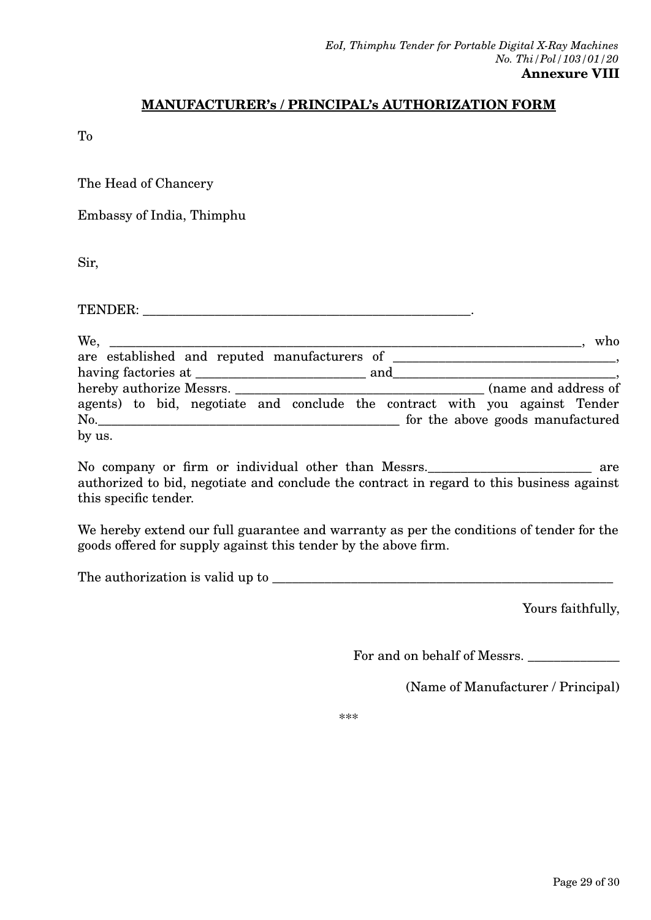**Annexure VIII**

## MANUFACTURER's / PRINCIPAL's AUTHORIZATION FORM

To

The Head of Chancery

Embassy of India, Thimphu

Sir,

TENDER: ________________________________________________.

We, ______________________________________________________________________, who are established and reputed manufacturers of ________________________________, having factories at ________________________ and________________________________, hereby authorize Messrs. ____________________________________ (name and address of agents) to bid, negotiate and conclude the contract with you against Tender No.____________________________________________ for the above goods manufactured by us.

No company or firm or individual other than Messrs.________________________ are authorized to bid, negotiate and conclude the contract in regard to this business against this specific tender.

We hereby extend our full guarantee and warranty as per the conditions of tender for the goods offered for supply against this tender by the above firm.

The authorization is valid up to ___________________________________________________

Yours faithfully,

For and on behalf of Messrs. _____________

(Name of Manufacturer / Principal)

***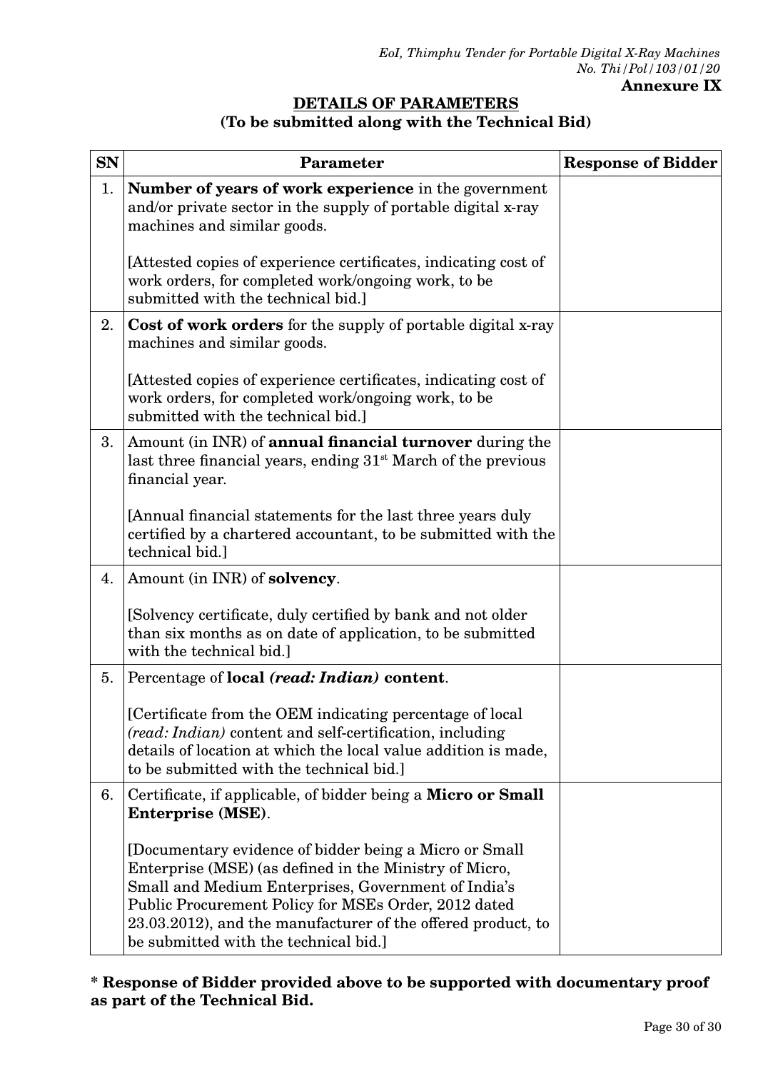*EoI, Thimphu Tender for Portable Digital X-Ray Machines*
*No. Thi/Pol/103/01/20*

**Annexure IX**

## DETAILS OF PARAMETERS
**(To be submitted along with the Technical Bid)**

| SN | Parameter | Response of Bidder |
|---|---|---|
| 1. | **Number of years of work experience** in the government and/or private sector in the supply of portable digital x-ray machines and similar goods.<br><br>[Attested copies of experience certificates, indicating cost of work orders, for completed work/ongoing work, to be submitted with the technical bid.] | |
| 2. | **Cost of work orders** for the supply of portable digital x-ray machines and similar goods.<br><br>[Attested copies of experience certificates, indicating cost of work orders, for completed work/ongoing work, to be submitted with the technical bid.] | |
| 3. | Amount (in INR) of **annual financial turnover** during the last three financial years, ending 31st March of the previous financial year.<br><br>[Annual financial statements for the last three years duly certified by a chartered accountant, to be submitted with the technical bid.] | |
| 4. | Amount (in INR) of **solvency**.<br><br>[Solvency certificate, duly certified by bank and not older than six months as on date of application, to be submitted with the technical bid.] | |
| 5. | Percentage of **local *(read: Indian)* content**.<br><br>[Certificate from the OEM indicating percentage of local *(read: Indian)* content and self-certification, including details of location at which the local value addition is made, to be submitted with the technical bid.] | |
| 6. | Certificate, if applicable, of bidder being a **Micro or Small Enterprise (MSE)**.<br><br>[Documentary evidence of bidder being a Micro or Small Enterprise (MSE) (as defined in the Ministry of Micro, Small and Medium Enterprises, Government of India's Public Procurement Policy for MSEs Order, 2012 dated 23.03.2012), and the manufacturer of the offered product, to be submitted with the technical bid.] | |

**\* Response of Bidder provided above to be supported with documentary proof as part of the Technical Bid.**